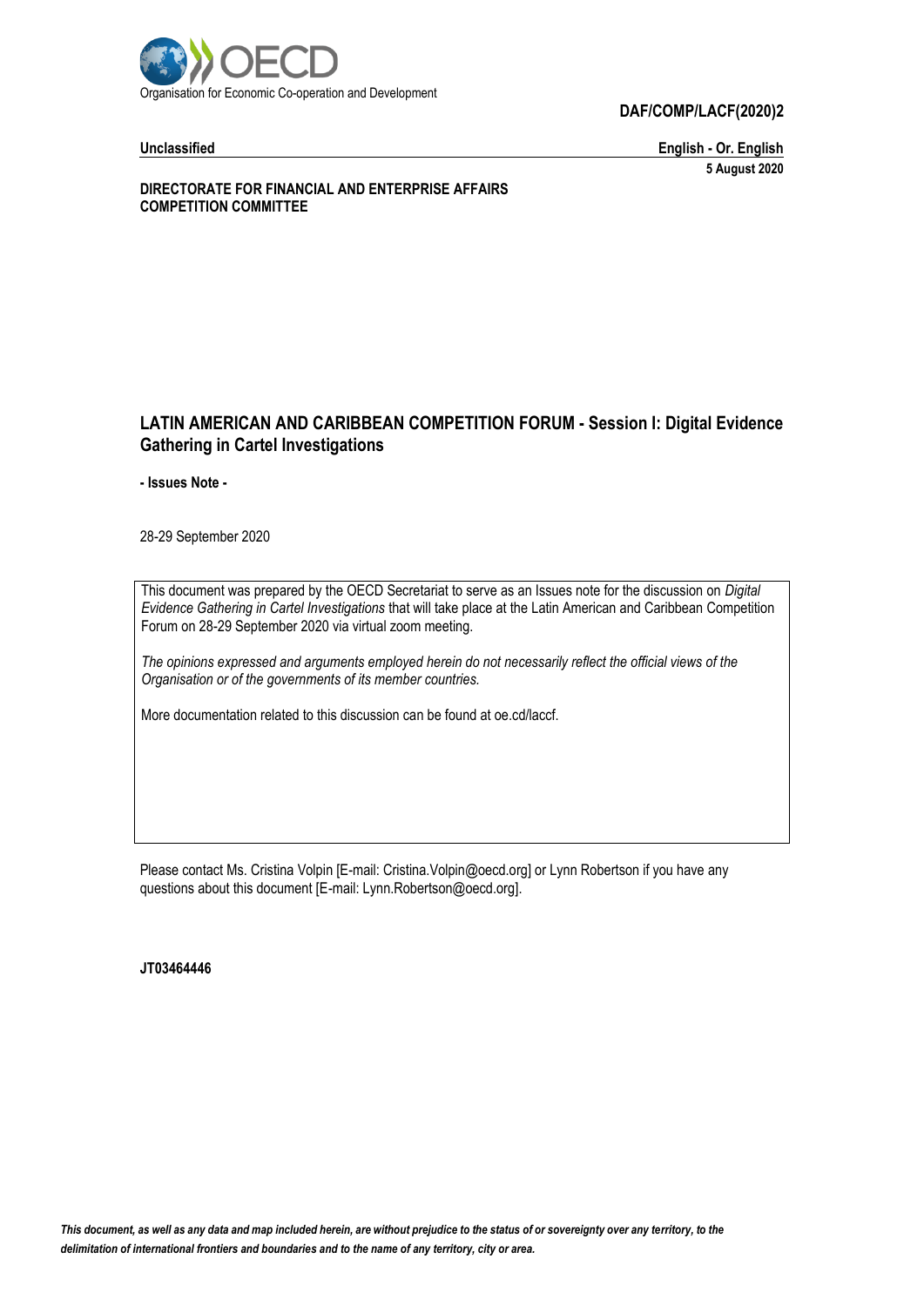Organisation for Economic Co-operation and Development

**DAF/COMP/LACF(2020)2**

**Unclassified** **English - Or. English**

**5 August 2020**

**DIRECTORATE FOR FINANCIAL AND ENTERPRISE AFFAIRS**
**COMPETITION COMMITTEE**

# LATIN AMERICAN AND CARIBBEAN COMPETITION FORUM - Session I: Digital Evidence Gathering in Cartel Investigations

**- Issues Note -**

28-29 September 2020

This document was prepared by the OECD Secretariat to serve as an Issues note for the discussion on *Digital Evidence Gathering in Cartel Investigations* that will take place at the Latin American and Caribbean Competition Forum on 28-29 September 2020 via virtual zoom meeting.

*The opinions expressed and arguments employed herein do not necessarily reflect the official views of the Organisation or of the governments of its member countries.*

More documentation related to this discussion can be found at oe.cd/laccf.

Please contact Ms. Cristina Volpin [E-mail: Cristina.Volpin@oecd.org] or Lynn Robertson if you have any questions about this document [E-mail: Lynn.Robertson@oecd.org].

**JT03464446**

***This document, as well as any data and map included herein, are without prejudice to the status of or sovereignty over any territory, to the delimitation of international frontiers and boundaries and to the name of any territory, city or area.***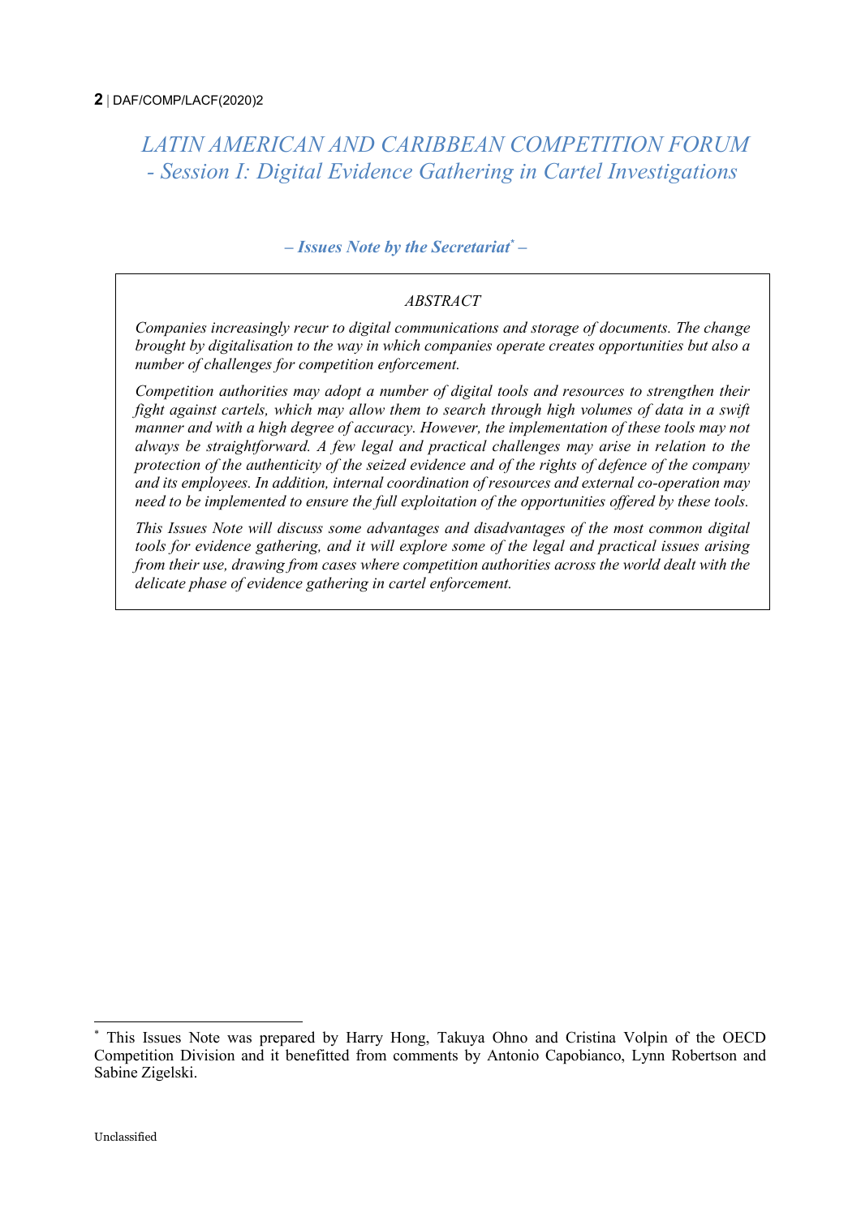# *LATIN AMERICAN AND CARIBBEAN COMPETITION FORUM - Session I: Digital Evidence Gathering in Cartel Investigations*

***– Issues Note by the Secretariat[*] –***

*ABSTRACT*

*Companies increasingly recur to digital communications and storage of documents. The change brought by digitalisation to the way in which companies operate creates opportunities but also a number of challenges for competition enforcement.*

*Competition authorities may adopt a number of digital tools and resources to strengthen their fight against cartels, which may allow them to search through high volumes of data in a swift manner and with a high degree of accuracy. However, the implementation of these tools may not always be straightforward. A few legal and practical challenges may arise in relation to the protection of the authenticity of the seized evidence and of the rights of defence of the company and its employees. In addition, internal coordination of resources and external co-operation may need to be implemented to ensure the full exploitation of the opportunities offered by these tools.*

*This Issues Note will discuss some advantages and disadvantages of the most common digital tools for evidence gathering, and it will explore some of the legal and practical issues arising from their use, drawing from cases where competition authorities across the world dealt with the delicate phase of evidence gathering in cartel enforcement.*

---

[*] This Issues Note was prepared by Harry Hong, Takuya Ohno and Cristina Volpin of the OECD Competition Division and it benefitted from comments by Antonio Capobianco, Lynn Robertson and Sabine Zigelski.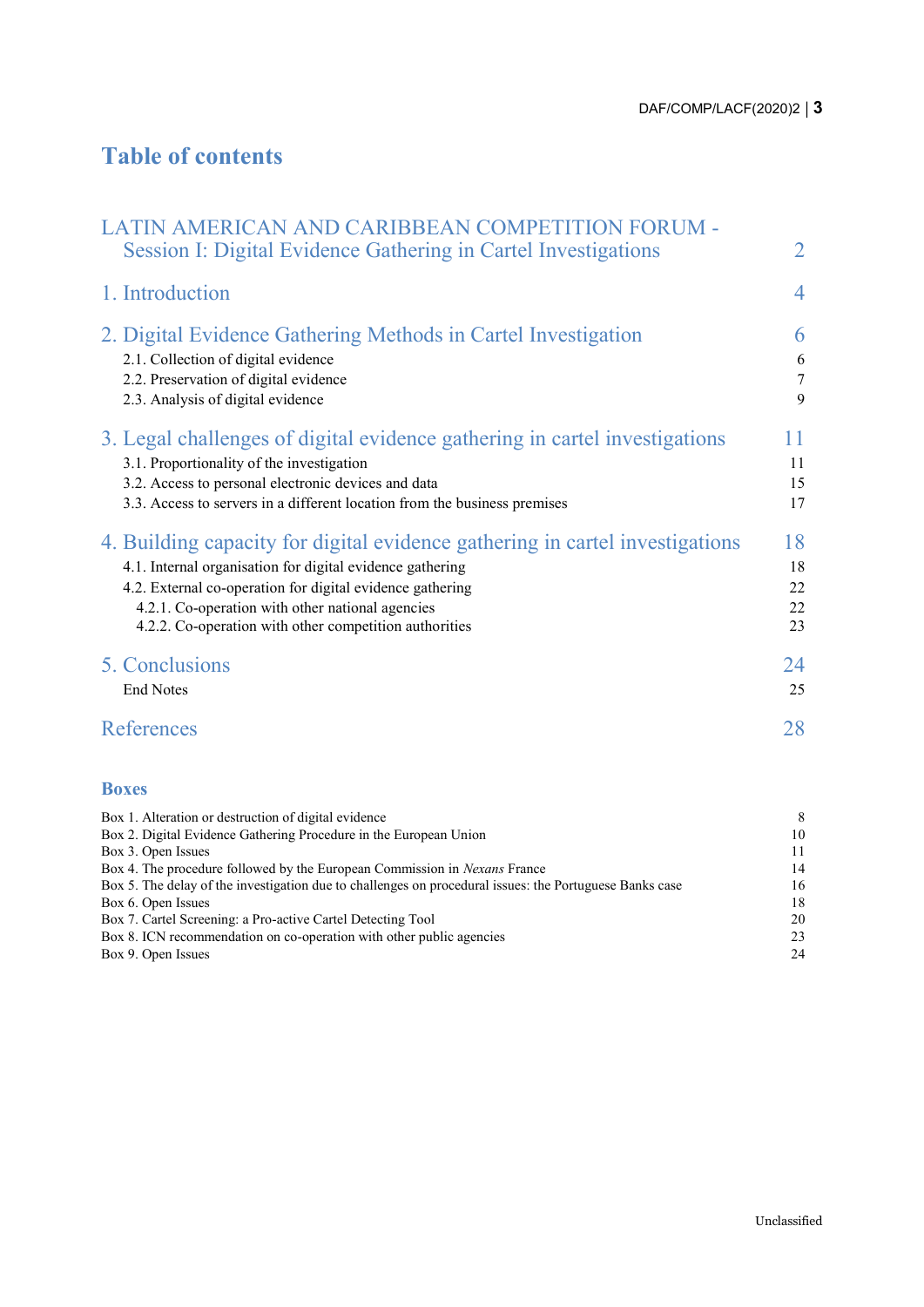# Table of contents

| | |
|---|---|
| LATIN AMERICAN AND CARIBBEAN COMPETITION FORUM - Session I: Digital Evidence Gathering in Cartel Investigations | 2 |
| 1. Introduction | 4 |
| 2. Digital Evidence Gathering Methods in Cartel Investigation | 6 |
| 2.1. Collection of digital evidence | 6 |
| 2.2. Preservation of digital evidence | 7 |
| 2.3. Analysis of digital evidence | 9 |
| 3. Legal challenges of digital evidence gathering in cartel investigations | 11 |
| 3.1. Proportionality of the investigation | 11 |
| 3.2. Access to personal electronic devices and data | 15 |
| 3.3. Access to servers in a different location from the business premises | 17 |
| 4. Building capacity for digital evidence gathering in cartel investigations | 18 |
| 4.1. Internal organisation for digital evidence gathering | 18 |
| 4.2. External co-operation for digital evidence gathering | 22 |
| 4.2.1. Co-operation with other national agencies | 22 |
| 4.2.2. Co-operation with other competition authorities | 23 |
| 5. Conclusions | 24 |
| End Notes | 25 |
| References | 28 |

## Boxes

| | |
|---|---|
| Box 1. Alteration or destruction of digital evidence | 8 |
| Box 2. Digital Evidence Gathering Procedure in the European Union | 10 |
| Box 3. Open Issues | 11 |
| Box 4. The procedure followed by the European Commission in *Nexans* France | 14 |
| Box 5. The delay of the investigation due to challenges on procedural issues: the Portuguese Banks case | 16 |
| Box 6. Open Issues | 18 |
| Box 7. Cartel Screening: a Pro-active Cartel Detecting Tool | 20 |
| Box 8. ICN recommendation on co-operation with other public agencies | 23 |
| Box 9. Open Issues | 24 |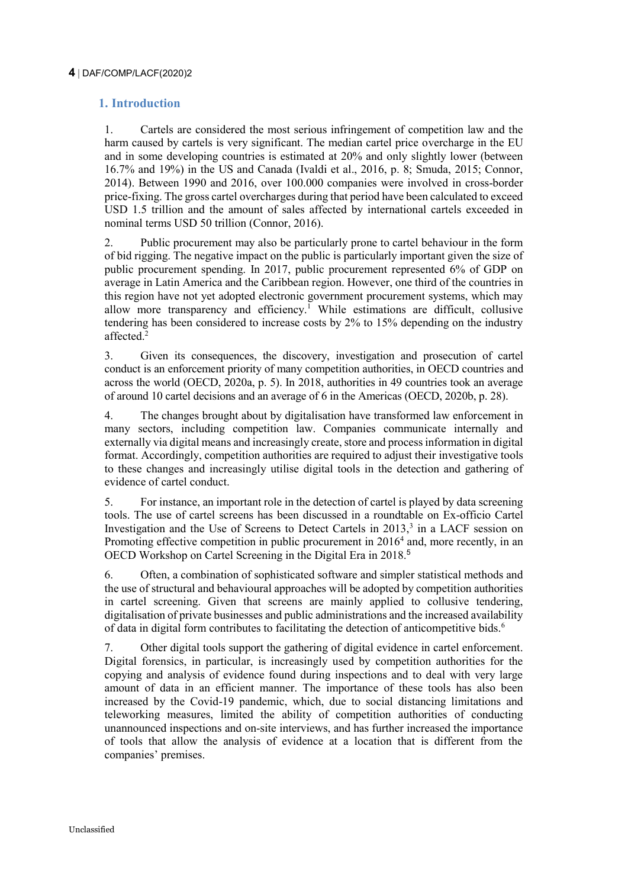## 1. Introduction

1. Cartels are considered the most serious infringement of competition law and the harm caused by cartels is very significant. The median cartel price overcharge in the EU and in some developing countries is estimated at 20% and only slightly lower (between 16.7% and 19%) in the US and Canada (Ivaldi et al., 2016, p. 8; Smuda, 2015; Connor, 2014). Between 1990 and 2016, over 100.000 companies were involved in cross-border price-fixing. The gross cartel overcharges during that period have been calculated to exceed USD 1.5 trillion and the amount of sales affected by international cartels exceeded in nominal terms USD 50 trillion (Connor, 2016).

2. Public procurement may also be particularly prone to cartel behaviour in the form of bid rigging. The negative impact on the public is particularly important given the size of public procurement spending. In 2017, public procurement represented 6% of GDP on average in Latin America and the Caribbean region. However, one third of the countries in this region have not yet adopted electronic government procurement systems, which may allow more transparency and efficiency.[1] While estimations are difficult, collusive tendering has been considered to increase costs by 2% to 15% depending on the industry affected.[2]

3. Given its consequences, the discovery, investigation and prosecution of cartel conduct is an enforcement priority of many competition authorities, in OECD countries and across the world (OECD, 2020a, p. 5). In 2018, authorities in 49 countries took an average of around 10 cartel decisions and an average of 6 in the Americas (OECD, 2020b, p. 28).

4. The changes brought about by digitalisation have transformed law enforcement in many sectors, including competition law. Companies communicate internally and externally via digital means and increasingly create, store and process information in digital format. Accordingly, competition authorities are required to adjust their investigative tools to these changes and increasingly utilise digital tools in the detection and gathering of evidence of cartel conduct.

5. For instance, an important role in the detection of cartel is played by data screening tools. The use of cartel screens has been discussed in a roundtable on Ex-officio Cartel Investigation and the Use of Screens to Detect Cartels in 2013,[3] in a LACF session on Promoting effective competition in public procurement in 2016[4] and, more recently, in an OECD Workshop on Cartel Screening in the Digital Era in 2018.[5]

6. Often, a combination of sophisticated software and simpler statistical methods and the use of structural and behavioural approaches will be adopted by competition authorities in cartel screening. Given that screens are mainly applied to collusive tendering, digitalisation of private businesses and public administrations and the increased availability of data in digital form contributes to facilitating the detection of anticompetitive bids.[6]

7. Other digital tools support the gathering of digital evidence in cartel enforcement. Digital forensics, in particular, is increasingly used by competition authorities for the copying and analysis of evidence found during inspections and to deal with very large amount of data in an efficient manner. The importance of these tools has also been increased by the Covid-19 pandemic, which, due to social distancing limitations and teleworking measures, limited the ability of competition authorities of conducting unannounced inspections and on-site interviews, and has further increased the importance of tools that allow the analysis of evidence at a location that is different from the companies' premises.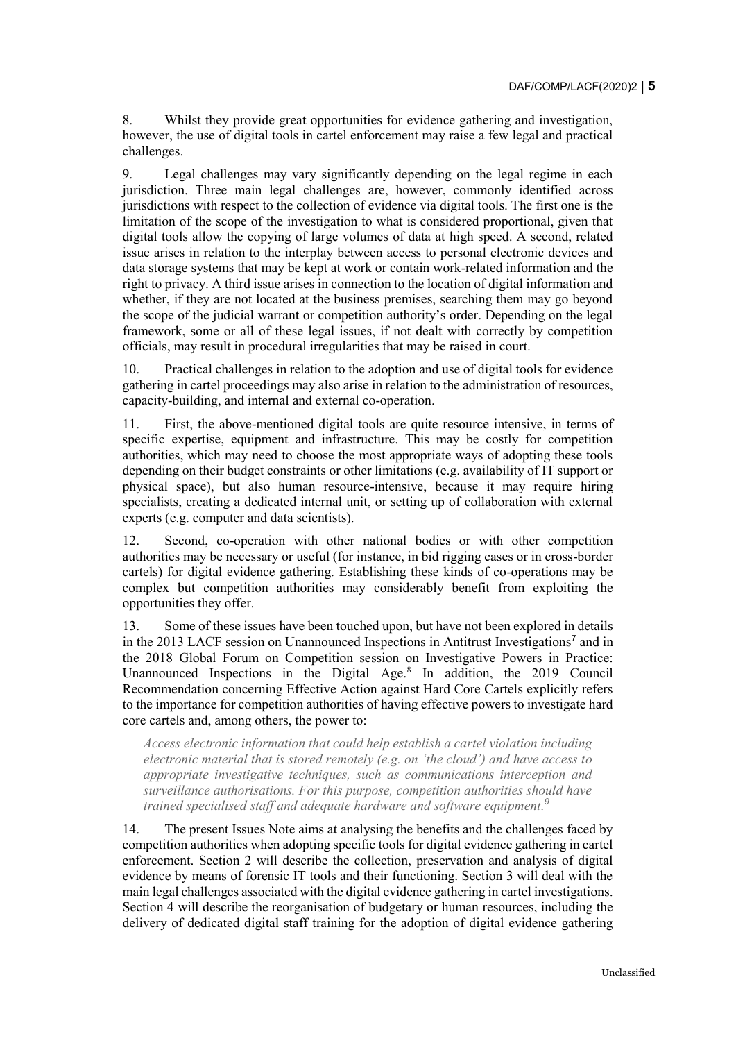8. Whilst they provide great opportunities for evidence gathering and investigation, however, the use of digital tools in cartel enforcement may raise a few legal and practical challenges.

9. Legal challenges may vary significantly depending on the legal regime in each jurisdiction. Three main legal challenges are, however, commonly identified across jurisdictions with respect to the collection of evidence via digital tools. The first one is the limitation of the scope of the investigation to what is considered proportional, given that digital tools allow the copying of large volumes of data at high speed. A second, related issue arises in relation to the interplay between access to personal electronic devices and data storage systems that may be kept at work or contain work-related information and the right to privacy. A third issue arises in connection to the location of digital information and whether, if they are not located at the business premises, searching them may go beyond the scope of the judicial warrant or competition authority's order. Depending on the legal framework, some or all of these legal issues, if not dealt with correctly by competition officials, may result in procedural irregularities that may be raised in court.

10. Practical challenges in relation to the adoption and use of digital tools for evidence gathering in cartel proceedings may also arise in relation to the administration of resources, capacity-building, and internal and external co-operation.

11. First, the above-mentioned digital tools are quite resource intensive, in terms of specific expertise, equipment and infrastructure. This may be costly for competition authorities, which may need to choose the most appropriate ways of adopting these tools depending on their budget constraints or other limitations (e.g. availability of IT support or physical space), but also human resource-intensive, because it may require hiring specialists, creating a dedicated internal unit, or setting up of collaboration with external experts (e.g. computer and data scientists).

12. Second, co-operation with other national bodies or with other competition authorities may be necessary or useful (for instance, in bid rigging cases or in cross-border cartels) for digital evidence gathering. Establishing these kinds of co-operations may be complex but competition authorities may considerably benefit from exploiting the opportunities they offer.

13. Some of these issues have been touched upon, but have not been explored in details in the 2013 LACF session on Unannounced Inspections in Antitrust Investigations[7] and in the 2018 Global Forum on Competition session on Investigative Powers in Practice: Unannounced Inspections in the Digital Age.[8] In addition, the 2019 Council Recommendation concerning Effective Action against Hard Core Cartels explicitly refers to the importance for competition authorities of having effective powers to investigate hard core cartels and, among others, the power to:

> *Access electronic information that could help establish a cartel violation including electronic material that is stored remotely (e.g. on 'the cloud') and have access to appropriate investigative techniques, such as communications interception and surveillance authorisations. For this purpose, competition authorities should have trained specialised staff and adequate hardware and software equipment.*[9]

14. The present Issues Note aims at analysing the benefits and the challenges faced by competition authorities when adopting specific tools for digital evidence gathering in cartel enforcement. Section 2 will describe the collection, preservation and analysis of digital evidence by means of forensic IT tools and their functioning. Section 3 will deal with the main legal challenges associated with the digital evidence gathering in cartel investigations. Section 4 will describe the reorganisation of budgetary or human resources, including the delivery of dedicated digital staff training for the adoption of digital evidence gathering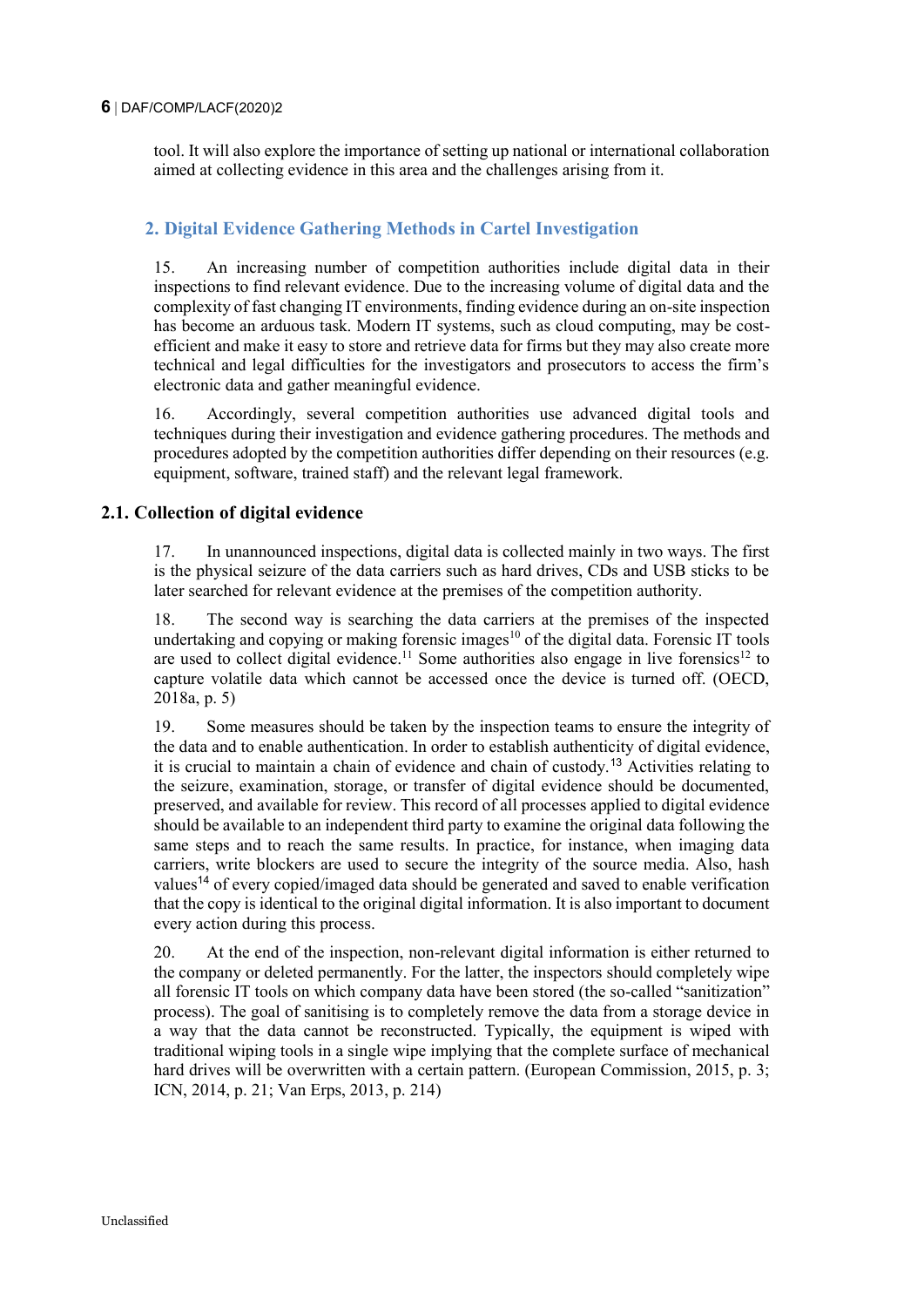tool. It will also explore the importance of setting up national or international collaboration aimed at collecting evidence in this area and the challenges arising from it.

## 2. Digital Evidence Gathering Methods in Cartel Investigation

15. An increasing number of competition authorities include digital data in their inspections to find relevant evidence. Due to the increasing volume of digital data and the complexity of fast changing IT environments, finding evidence during an on-site inspection has become an arduous task. Modern IT systems, such as cloud computing, may be cost-efficient and make it easy to store and retrieve data for firms but they may also create more technical and legal difficulties for the investigators and prosecutors to access the firm's electronic data and gather meaningful evidence.

16. Accordingly, several competition authorities use advanced digital tools and techniques during their investigation and evidence gathering procedures. The methods and procedures adopted by the competition authorities differ depending on their resources (e.g. equipment, software, trained staff) and the relevant legal framework.

### 2.1. Collection of digital evidence

17. In unannounced inspections, digital data is collected mainly in two ways. The first is the physical seizure of the data carriers such as hard drives, CDs and USB sticks to be later searched for relevant evidence at the premises of the competition authority.

18. The second way is searching the data carriers at the premises of the inspected undertaking and copying or making forensic images[10] of the digital data. Forensic IT tools are used to collect digital evidence.[11] Some authorities also engage in live forensics[12] to capture volatile data which cannot be accessed once the device is turned off. (OECD, 2018a, p. 5)

19. Some measures should be taken by the inspection teams to ensure the integrity of the data and to enable authentication. In order to establish authenticity of digital evidence, it is crucial to maintain a chain of evidence and chain of custody.[13] Activities relating to the seizure, examination, storage, or transfer of digital evidence should be documented, preserved, and available for review. This record of all processes applied to digital evidence should be available to an independent third party to examine the original data following the same steps and to reach the same results. In practice, for instance, when imaging data carriers, write blockers are used to secure the integrity of the source media. Also, hash values[14] of every copied/imaged data should be generated and saved to enable verification that the copy is identical to the original digital information. It is also important to document every action during this process.

20. At the end of the inspection, non-relevant digital information is either returned to the company or deleted permanently. For the latter, the inspectors should completely wipe all forensic IT tools on which company data have been stored (the so-called "sanitization" process). The goal of sanitising is to completely remove the data from a storage device in a way that the data cannot be reconstructed. Typically, the equipment is wiped with traditional wiping tools in a single wipe implying that the complete surface of mechanical hard drives will be overwritten with a certain pattern. (European Commission, 2015, p. 3; ICN, 2014, p. 21; Van Erps, 2013, p. 214)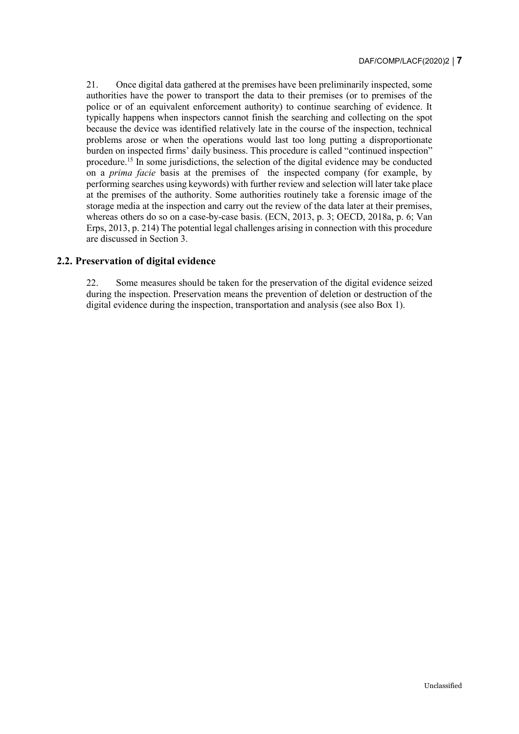21. Once digital data gathered at the premises have been preliminarily inspected, some authorities have the power to transport the data to their premises (or to premises of the police or of an equivalent enforcement authority) to continue searching of evidence. It typically happens when inspectors cannot finish the searching and collecting on the spot because the device was identified relatively late in the course of the inspection, technical problems arose or when the operations would last too long putting a disproportionate burden on inspected firms' daily business. This procedure is called "continued inspection" procedure.[15] In some jurisdictions, the selection of the digital evidence may be conducted on a *prima facie* basis at the premises of the inspected company (for example, by performing searches using keywords) with further review and selection will later take place at the premises of the authority. Some authorities routinely take a forensic image of the storage media at the inspection and carry out the review of the data later at their premises, whereas others do so on a case-by-case basis. (ECN, 2013, p. 3; OECD, 2018a, p. 6; Van Erps, 2013, p. 214) The potential legal challenges arising in connection with this procedure are discussed in Section 3.

## 2.2. Preservation of digital evidence

22. Some measures should be taken for the preservation of the digital evidence seized during the inspection. Preservation means the prevention of deletion or destruction of the digital evidence during the inspection, transportation and analysis (see also Box 1).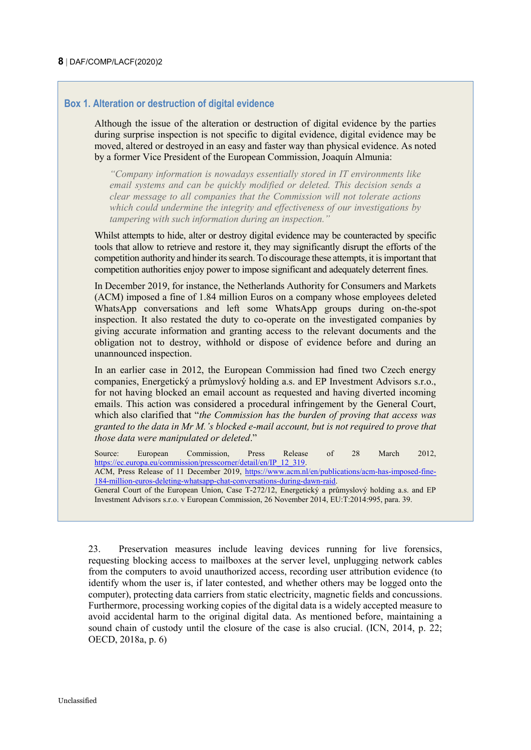### Box 1. Alteration or destruction of digital evidence

Although the issue of the alteration or destruction of digital evidence by the parties during surprise inspection is not specific to digital evidence, digital evidence may be moved, altered or destroyed in an easy and faster way than physical evidence. As noted by a former Vice President of the European Commission, Joaquín Almunia:

> *"Company information is nowadays essentially stored in IT environments like email systems and can be quickly modified or deleted. This decision sends a clear message to all companies that the Commission will not tolerate actions which could undermine the integrity and effectiveness of our investigations by tampering with such information during an inspection."*

Whilst attempts to hide, alter or destroy digital evidence may be counteracted by specific tools that allow to retrieve and restore it, they may significantly disrupt the efforts of the competition authority and hinder its search. To discourage these attempts, it is important that competition authorities enjoy power to impose significant and adequately deterrent fines.

In December 2019, for instance, the Netherlands Authority for Consumers and Markets (ACM) imposed a fine of 1.84 million Euros on a company whose employees deleted WhatsApp conversations and left some WhatsApp groups during on-the-spot inspection. It also restated the duty to co-operate on the investigated companies by giving accurate information and granting access to the relevant documents and the obligation not to destroy, withhold or dispose of evidence before and during an unannounced inspection.

In an earlier case in 2012, the European Commission had fined two Czech energy companies, Energetický a průmyslový holding a.s. and EP Investment Advisors s.r.o., for not having blocked an email account as requested and having diverted incoming emails. This action was considered a procedural infringement by the General Court, which also clarified that "*the Commission has the burden of proving that access was granted to the data in Mr M.'s blocked e-mail account, but is not required to prove that those data were manipulated or deleted*."

Source: European Commission, Press Release of 28 March 2012, https://ec.europa.eu/commission/presscorner/detail/en/IP_12_319.
ACM, Press Release of 11 December 2019, https://www.acm.nl/en/publications/acm-has-imposed-fine-184-million-euros-deleting-whatsapp-chat-conversations-during-dawn-raid.
General Court of the European Union, Case T-272/12, Energetický a průmyslový holding a.s. and EP Investment Advisors s.r.o. v European Commission, 26 November 2014, EU:T:2014:995, para. 39.

23. Preservation measures include leaving devices running for live forensics, requesting blocking access to mailboxes at the server level, unplugging network cables from the computers to avoid unauthorized access, recording user attribution evidence (to identify whom the user is, if later contested, and whether others may be logged onto the computer), protecting data carriers from static electricity, magnetic fields and concussions. Furthermore, processing working copies of the digital data is a widely accepted measure to avoid accidental harm to the original digital data. As mentioned before, maintaining a sound chain of custody until the closure of the case is also crucial. (ICN, 2014, p. 22; OECD, 2018a, p. 6)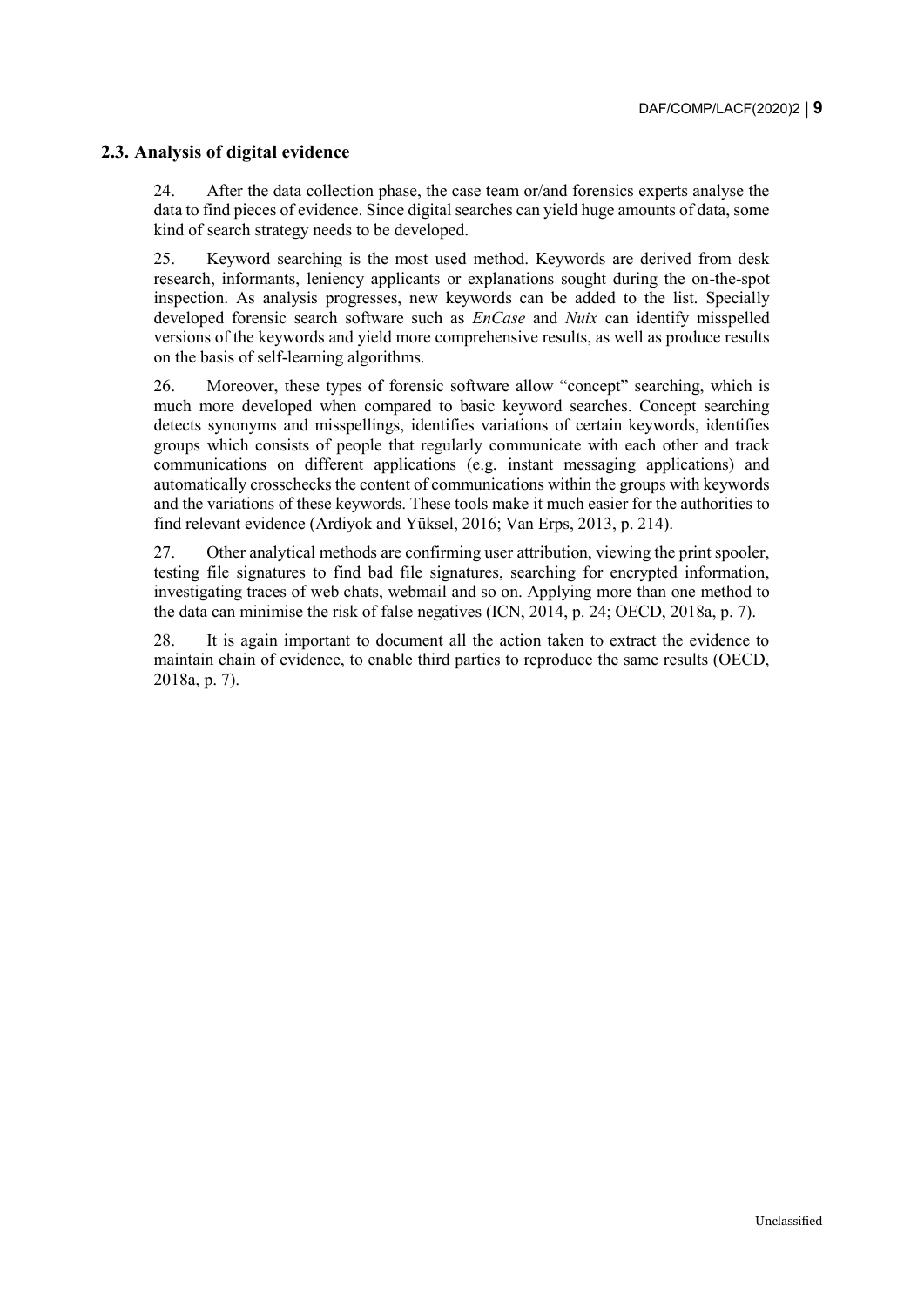### 2.3. Analysis of digital evidence

24. After the data collection phase, the case team or/and forensics experts analyse the data to find pieces of evidence. Since digital searches can yield huge amounts of data, some kind of search strategy needs to be developed.

25. Keyword searching is the most used method. Keywords are derived from desk research, informants, leniency applicants or explanations sought during the on-the-spot inspection. As analysis progresses, new keywords can be added to the list. Specially developed forensic search software such as *EnCase* and *Nuix* can identify misspelled versions of the keywords and yield more comprehensive results, as well as produce results on the basis of self-learning algorithms.

26. Moreover, these types of forensic software allow "concept" searching, which is much more developed when compared to basic keyword searches. Concept searching detects synonyms and misspellings, identifies variations of certain keywords, identifies groups which consists of people that regularly communicate with each other and track communications on different applications (e.g. instant messaging applications) and automatically crosschecks the content of communications within the groups with keywords and the variations of these keywords. These tools make it much easier for the authorities to find relevant evidence (Ardiyok and Yüksel, 2016; Van Erps, 2013, p. 214).

27. Other analytical methods are confirming user attribution, viewing the print spooler, testing file signatures to find bad file signatures, searching for encrypted information, investigating traces of web chats, webmail and so on. Applying more than one method to the data can minimise the risk of false negatives (ICN, 2014, p. 24; OECD, 2018a, p. 7).

28. It is again important to document all the action taken to extract the evidence to maintain chain of evidence, to enable third parties to reproduce the same results (OECD, 2018a, p. 7).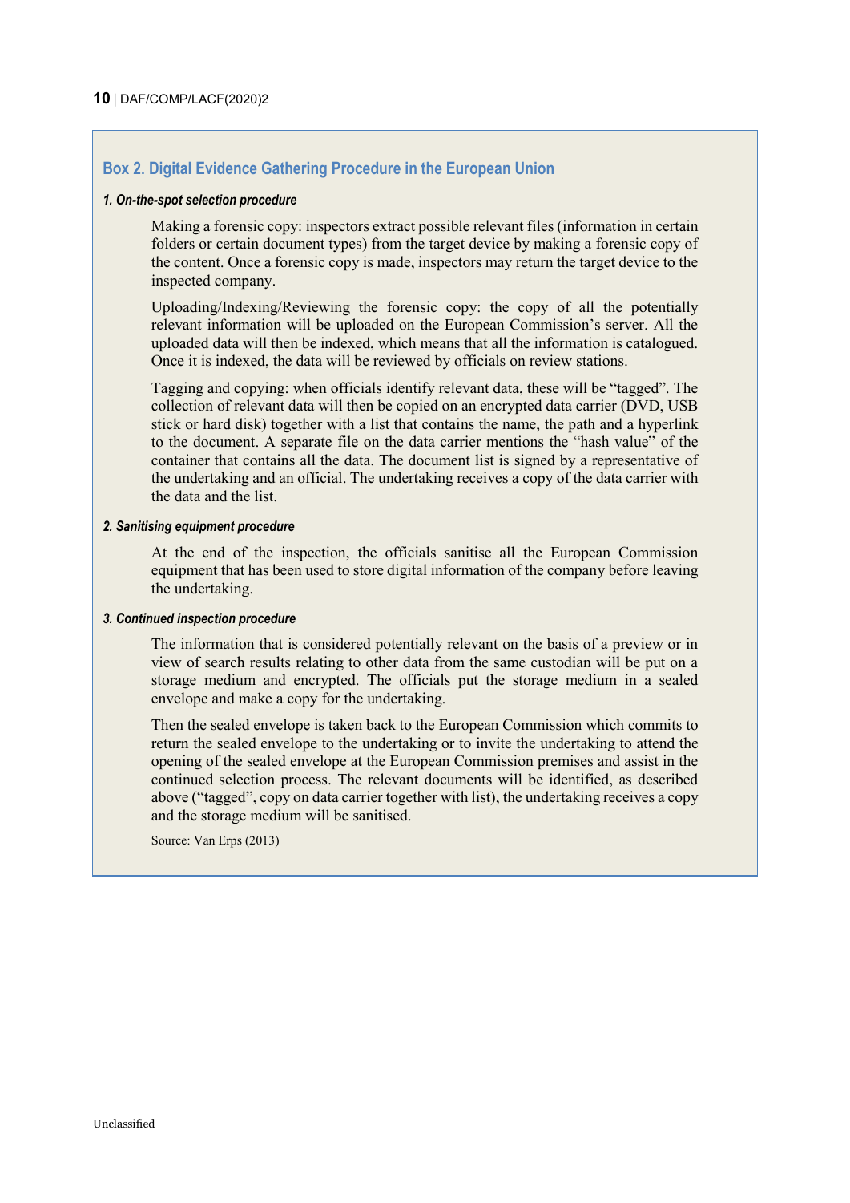### Box 2. Digital Evidence Gathering Procedure in the European Union

#### *1. On-the-spot selection procedure*

Making a forensic copy: inspectors extract possible relevant files (information in certain folders or certain document types) from the target device by making a forensic copy of the content. Once a forensic copy is made, inspectors may return the target device to the inspected company.

Uploading/Indexing/Reviewing the forensic copy: the copy of all the potentially relevant information will be uploaded on the European Commission's server. All the uploaded data will then be indexed, which means that all the information is catalogued. Once it is indexed, the data will be reviewed by officials on review stations.

Tagging and copying: when officials identify relevant data, these will be "tagged". The collection of relevant data will then be copied on an encrypted data carrier (DVD, USB stick or hard disk) together with a list that contains the name, the path and a hyperlink to the document. A separate file on the data carrier mentions the "hash value" of the container that contains all the data. The document list is signed by a representative of the undertaking and an official. The undertaking receives a copy of the data carrier with the data and the list.

#### *2. Sanitising equipment procedure*

At the end of the inspection, the officials sanitise all the European Commission equipment that has been used to store digital information of the company before leaving the undertaking.

#### *3. Continued inspection procedure*

The information that is considered potentially relevant on the basis of a preview or in view of search results relating to other data from the same custodian will be put on a storage medium and encrypted. The officials put the storage medium in a sealed envelope and make a copy for the undertaking.

Then the sealed envelope is taken back to the European Commission which commits to return the sealed envelope to the undertaking or to invite the undertaking to attend the opening of the sealed envelope at the European Commission premises and assist in the continued selection process. The relevant documents will be identified, as described above ("tagged", copy on data carrier together with list), the undertaking receives a copy and the storage medium will be sanitised.

Source: Van Erps (2013)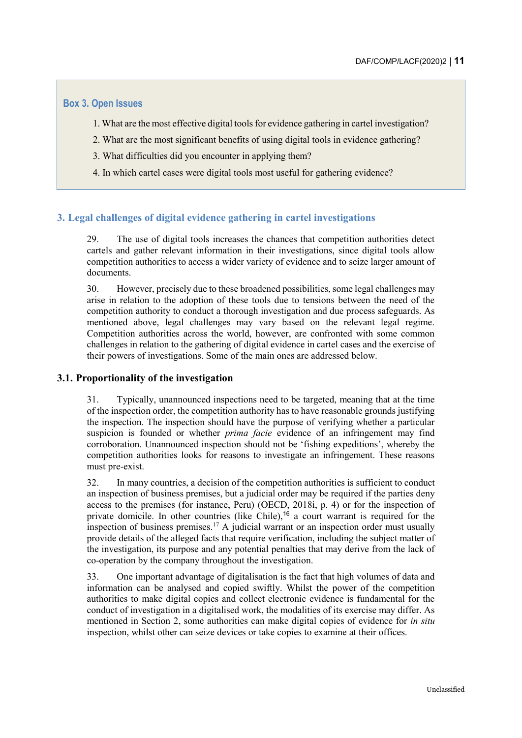**Box 3. Open Issues**

1. What are the most effective digital tools for evidence gathering in cartel investigation?
2. What are the most significant benefits of using digital tools in evidence gathering?
3. What difficulties did you encounter in applying them?
4. In which cartel cases were digital tools most useful for gathering evidence?

## 3. Legal challenges of digital evidence gathering in cartel investigations

29. The use of digital tools increases the chances that competition authorities detect cartels and gather relevant information in their investigations, since digital tools allow competition authorities to access a wider variety of evidence and to seize larger amount of documents.

30. However, precisely due to these broadened possibilities, some legal challenges may arise in relation to the adoption of these tools due to tensions between the need of the competition authority to conduct a thorough investigation and due process safeguards. As mentioned above, legal challenges may vary based on the relevant legal regime. Competition authorities across the world, however, are confronted with some common challenges in relation to the gathering of digital evidence in cartel cases and the exercise of their powers of investigations. Some of the main ones are addressed below.

### 3.1. Proportionality of the investigation

31. Typically, unannounced inspections need to be targeted, meaning that at the time of the inspection order, the competition authority has to have reasonable grounds justifying the inspection. The inspection should have the purpose of verifying whether a particular suspicion is founded or whether *prima facie* evidence of an infringement may find corroboration. Unannounced inspection should not be 'fishing expeditions', whereby the competition authorities looks for reasons to investigate an infringement. These reasons must pre-exist.

32. In many countries, a decision of the competition authorities is sufficient to conduct an inspection of business premises, but a judicial order may be required if the parties deny access to the premises (for instance, Peru) (OECD, 2018i, p. 4) or for the inspection of private domicile. In other countries (like Chile),[16] a court warrant is required for the inspection of business premises.[17] A judicial warrant or an inspection order must usually provide details of the alleged facts that require verification, including the subject matter of the investigation, its purpose and any potential penalties that may derive from the lack of co-operation by the company throughout the investigation.

33. One important advantage of digitalisation is the fact that high volumes of data and information can be analysed and copied swiftly. Whilst the power of the competition authorities to make digital copies and collect electronic evidence is fundamental for the conduct of investigation in a digitalised work, the modalities of its exercise may differ. As mentioned in Section 2, some authorities can make digital copies of evidence for *in situ* inspection, whilst other can seize devices or take copies to examine at their offices.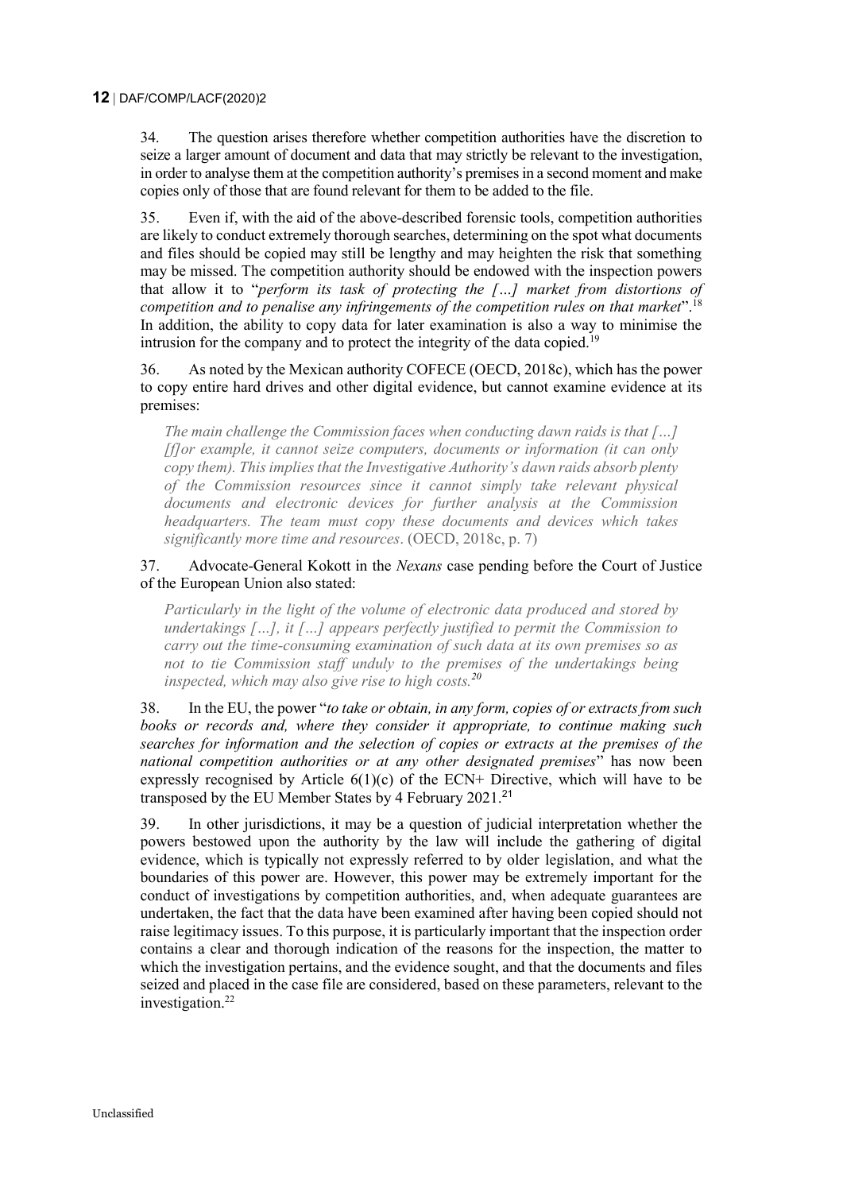34. The question arises therefore whether competition authorities have the discretion to seize a larger amount of document and data that may strictly be relevant to the investigation, in order to analyse them at the competition authority's premises in a second moment and make copies only of those that are found relevant for them to be added to the file.

35. Even if, with the aid of the above-described forensic tools, competition authorities are likely to conduct extremely thorough searches, determining on the spot what documents and files should be copied may still be lengthy and may heighten the risk that something may be missed. The competition authority should be endowed with the inspection powers that allow it to "*perform its task of protecting the […] market from distortions of competition and to penalise any infringements of the competition rules on that market*".[18] In addition, the ability to copy data for later examination is also a way to minimise the intrusion for the company and to protect the integrity of the data copied.[19]

36. As noted by the Mexican authority COFECE (OECD, 2018c), which has the power to copy entire hard drives and other digital evidence, but cannot examine evidence at its premises:

> *The main challenge the Commission faces when conducting dawn raids is that […] [f]or example, it cannot seize computers, documents or information (it can only copy them). This implies that the Investigative Authority's dawn raids absorb plenty of the Commission resources since it cannot simply take relevant physical documents and electronic devices for further analysis at the Commission headquarters. The team must copy these documents and devices which takes significantly more time and resources*. (OECD, 2018c, p. 7)

37. Advocate-General Kokott in the *Nexans* case pending before the Court of Justice of the European Union also stated:

> *Particularly in the light of the volume of electronic data produced and stored by undertakings […], it […] appears perfectly justified to permit the Commission to carry out the time-consuming examination of such data at its own premises so as not to tie Commission staff unduly to the premises of the undertakings being inspected, which may also give rise to high costs.*[20]

38. In the EU, the power "*to take or obtain, in any form, copies of or extracts from such books or records and, where they consider it appropriate, to continue making such searches for information and the selection of copies or extracts at the premises of the national competition authorities or at any other designated premises*" has now been expressly recognised by Article 6(1)(c) of the ECN+ Directive, which will have to be transposed by the EU Member States by 4 February 2021.[21]

39. In other jurisdictions, it may be a question of judicial interpretation whether the powers bestowed upon the authority by the law will include the gathering of digital evidence, which is typically not expressly referred to by older legislation, and what the boundaries of this power are. However, this power may be extremely important for the conduct of investigations by competition authorities, and, when adequate guarantees are undertaken, the fact that the data have been examined after having been copied should not raise legitimacy issues. To this purpose, it is particularly important that the inspection order contains a clear and thorough indication of the reasons for the inspection, the matter to which the investigation pertains, and the evidence sought, and that the documents and files seized and placed in the case file are considered, based on these parameters, relevant to the investigation.[22]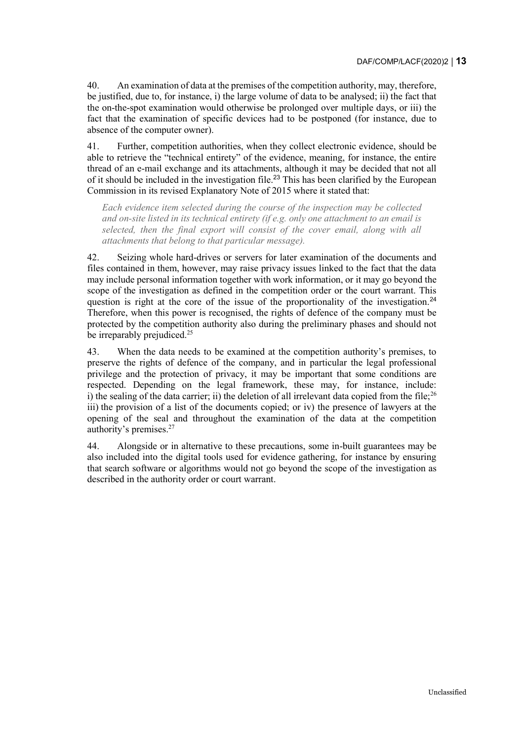40. An examination of data at the premises of the competition authority, may, therefore, be justified, due to, for instance, i) the large volume of data to be analysed; ii) the fact that the on-the-spot examination would otherwise be prolonged over multiple days, or iii) the fact that the examination of specific devices had to be postponed (for instance, due to absence of the computer owner).

41. Further, competition authorities, when they collect electronic evidence, should be able to retrieve the "technical entirety" of the evidence, meaning, for instance, the entire thread of an e-mail exchange and its attachments, although it may be decided that not all of it should be included in the investigation file.[23] This has been clarified by the European Commission in its revised Explanatory Note of 2015 where it stated that:

> *Each evidence item selected during the course of the inspection may be collected and on-site listed in its technical entirety (if e.g. only one attachment to an email is selected, then the final export will consist of the cover email, along with all attachments that belong to that particular message).*

42. Seizing whole hard-drives or servers for later examination of the documents and files contained in them, however, may raise privacy issues linked to the fact that the data may include personal information together with work information, or it may go beyond the scope of the investigation as defined in the competition order or the court warrant. This question is right at the core of the issue of the proportionality of the investigation.[24] Therefore, when this power is recognised, the rights of defence of the company must be protected by the competition authority also during the preliminary phases and should not be irreparably prejudiced.[25]

43. When the data needs to be examined at the competition authority's premises, to preserve the rights of defence of the company, and in particular the legal professional privilege and the protection of privacy, it may be important that some conditions are respected. Depending on the legal framework, these may, for instance, include: i) the sealing of the data carrier; ii) the deletion of all irrelevant data copied from the file;[26] iii) the provision of a list of the documents copied; or iv) the presence of lawyers at the opening of the seal and throughout the examination of the data at the competition authority's premises.[27]

44. Alongside or in alternative to these precautions, some in-built guarantees may be also included into the digital tools used for evidence gathering, for instance by ensuring that search software or algorithms would not go beyond the scope of the investigation as described in the authority order or court warrant.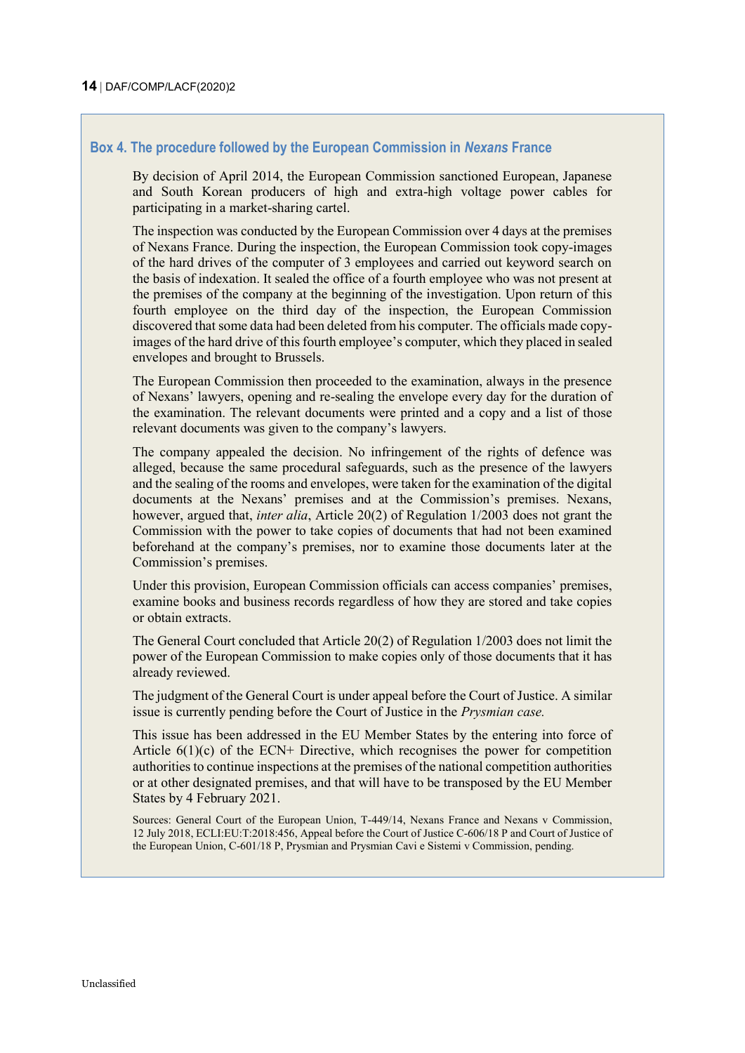### Box 4. The procedure followed by the European Commission in *Nexans* France

By decision of April 2014, the European Commission sanctioned European, Japanese and South Korean producers of high and extra-high voltage power cables for participating in a market-sharing cartel.

The inspection was conducted by the European Commission over 4 days at the premises of Nexans France. During the inspection, the European Commission took copy-images of the hard drives of the computer of 3 employees and carried out keyword search on the basis of indexation. It sealed the office of a fourth employee who was not present at the premises of the company at the beginning of the investigation. Upon return of this fourth employee on the third day of the inspection, the European Commission discovered that some data had been deleted from his computer. The officials made copy-images of the hard drive of this fourth employee's computer, which they placed in sealed envelopes and brought to Brussels.

The European Commission then proceeded to the examination, always in the presence of Nexans' lawyers, opening and re-sealing the envelope every day for the duration of the examination. The relevant documents were printed and a copy and a list of those relevant documents was given to the company's lawyers.

The company appealed the decision. No infringement of the rights of defence was alleged, because the same procedural safeguards, such as the presence of the lawyers and the sealing of the rooms and envelopes, were taken for the examination of the digital documents at the Nexans' premises and at the Commission's premises. Nexans, however, argued that, *inter alia*, Article 20(2) of Regulation 1/2003 does not grant the Commission with the power to take copies of documents that had not been examined beforehand at the company's premises, nor to examine those documents later at the Commission's premises.

Under this provision, European Commission officials can access companies' premises, examine books and business records regardless of how they are stored and take copies or obtain extracts.

The General Court concluded that Article 20(2) of Regulation 1/2003 does not limit the power of the European Commission to make copies only of those documents that it has already reviewed.

The judgment of the General Court is under appeal before the Court of Justice. A similar issue is currently pending before the Court of Justice in the *Prysmian case.*

This issue has been addressed in the EU Member States by the entering into force of Article 6(1)(c) of the ECN+ Directive, which recognises the power for competition authorities to continue inspections at the premises of the national competition authorities or at other designated premises, and that will have to be transposed by the EU Member States by 4 February 2021.

Sources: General Court of the European Union, T-449/14, Nexans France and Nexans v Commission, 12 July 2018, ECLI:EU:T:2018:456, Appeal before the Court of Justice C-606/18 P and Court of Justice of the European Union, C-601/18 P, Prysmian and Prysmian Cavi e Sistemi v Commission, pending.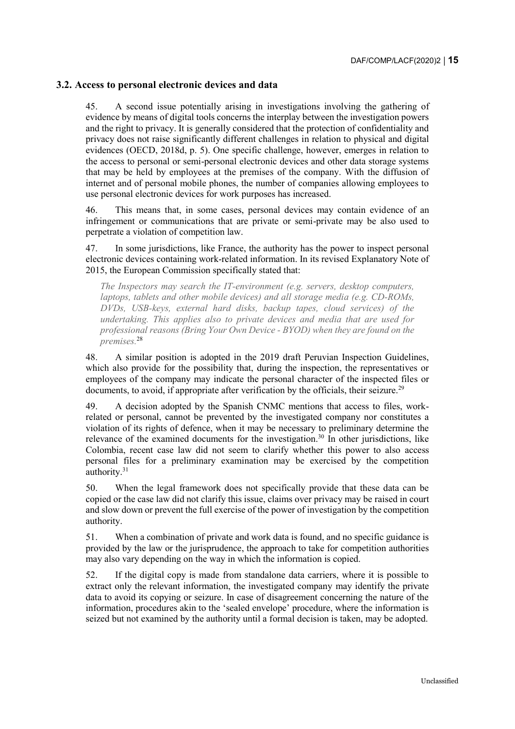### 3.2. Access to personal electronic devices and data

45. A second issue potentially arising in investigations involving the gathering of evidence by means of digital tools concerns the interplay between the investigation powers and the right to privacy. It is generally considered that the protection of confidentiality and privacy does not raise significantly different challenges in relation to physical and digital evidences (OECD, 2018d, p. 5). One specific challenge, however, emerges in relation to the access to personal or semi-personal electronic devices and other data storage systems that may be held by employees at the premises of the company. With the diffusion of internet and of personal mobile phones, the number of companies allowing employees to use personal electronic devices for work purposes has increased.

46. This means that, in some cases, personal devices may contain evidence of an infringement or communications that are private or semi-private may be also used to perpetrate a violation of competition law.

47. In some jurisdictions, like France, the authority has the power to inspect personal electronic devices containing work-related information. In its revised Explanatory Note of 2015, the European Commission specifically stated that:

> *The Inspectors may search the IT-environment (e.g. servers, desktop computers, laptops, tablets and other mobile devices) and all storage media (e.g. CD-ROMs, DVDs, USB-keys, external hard disks, backup tapes, cloud services) of the undertaking. This applies also to private devices and media that are used for professional reasons (Bring Your Own Device - BYOD) when they are found on the premises.*[28]

48. A similar position is adopted in the 2019 draft Peruvian Inspection Guidelines, which also provide for the possibility that, during the inspection, the representatives or employees of the company may indicate the personal character of the inspected files or documents, to avoid, if appropriate after verification by the officials, their seizure.[29]

49. A decision adopted by the Spanish CNMC mentions that access to files, work-related or personal, cannot be prevented by the investigated company nor constitutes a violation of its rights of defence, when it may be necessary to preliminary determine the relevance of the examined documents for the investigation.[30] In other jurisdictions, like Colombia, recent case law did not seem to clarify whether this power to also access personal files for a preliminary examination may be exercised by the competition authority.[31]

50. When the legal framework does not specifically provide that these data can be copied or the case law did not clarify this issue, claims over privacy may be raised in court and slow down or prevent the full exercise of the power of investigation by the competition authority.

51. When a combination of private and work data is found, and no specific guidance is provided by the law or the jurisprudence, the approach to take for competition authorities may also vary depending on the way in which the information is copied.

52. If the digital copy is made from standalone data carriers, where it is possible to extract only the relevant information, the investigated company may identify the private data to avoid its copying or seizure. In case of disagreement concerning the nature of the information, procedures akin to the 'sealed envelope' procedure, where the information is seized but not examined by the authority until a formal decision is taken, may be adopted.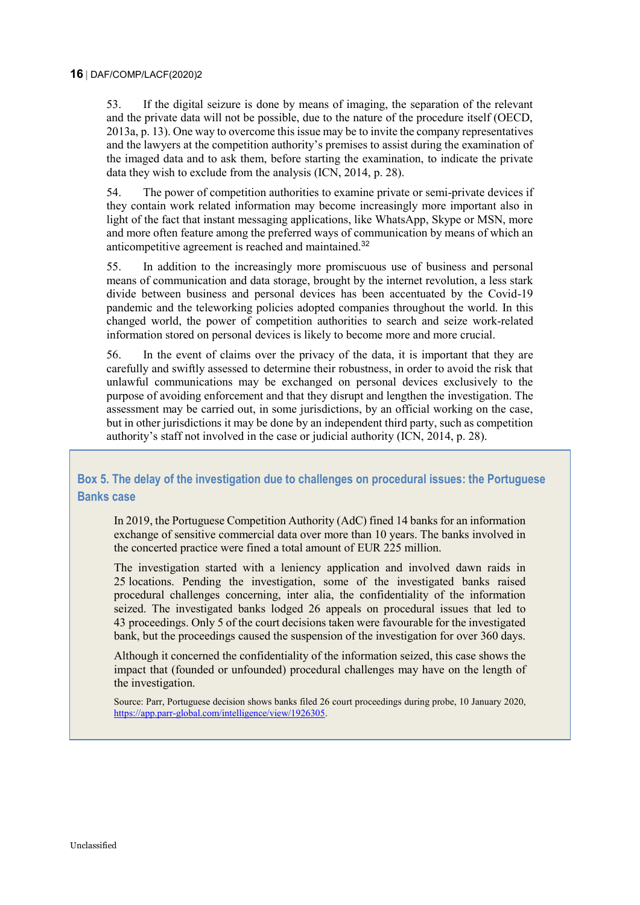53. If the digital seizure is done by means of imaging, the separation of the relevant and the private data will not be possible, due to the nature of the procedure itself (OECD, 2013a, p. 13). One way to overcome this issue may be to invite the company representatives and the lawyers at the competition authority's premises to assist during the examination of the imaged data and to ask them, before starting the examination, to indicate the private data they wish to exclude from the analysis (ICN, 2014, p. 28).

54. The power of competition authorities to examine private or semi-private devices if they contain work related information may become increasingly more important also in light of the fact that instant messaging applications, like WhatsApp, Skype or MSN, more and more often feature among the preferred ways of communication by means of which an anticompetitive agreement is reached and maintained.[32]

55. In addition to the increasingly more promiscuous use of business and personal means of communication and data storage, brought by the internet revolution, a less stark divide between business and personal devices has been accentuated by the Covid-19 pandemic and the teleworking policies adopted companies throughout the world. In this changed world, the power of competition authorities to search and seize work-related information stored on personal devices is likely to become more and more crucial.

56. In the event of claims over the privacy of the data, it is important that they are carefully and swiftly assessed to determine their robustness, in order to avoid the risk that unlawful communications may be exchanged on personal devices exclusively to the purpose of avoiding enforcement and that they disrupt and lengthen the investigation. The assessment may be carried out, in some jurisdictions, by an official working on the case, but in other jurisdictions it may be done by an independent third party, such as competition authority's staff not involved in the case or judicial authority (ICN, 2014, p. 28).

### Box 5. The delay of the investigation due to challenges on procedural issues: the Portuguese Banks case

In 2019, the Portuguese Competition Authority (AdC) fined 14 banks for an information exchange of sensitive commercial data over more than 10 years. The banks involved in the concerted practice were fined a total amount of EUR 225 million.

The investigation started with a leniency application and involved dawn raids in 25 locations. Pending the investigation, some of the investigated banks raised procedural challenges concerning, inter alia, the confidentiality of the information seized. The investigated banks lodged 26 appeals on procedural issues that led to 43 proceedings. Only 5 of the court decisions taken were favourable for the investigated bank, but the proceedings caused the suspension of the investigation for over 360 days.

Although it concerned the confidentiality of the information seized, this case shows the impact that (founded or unfounded) procedural challenges may have on the length of the investigation.

Source: Parr, Portuguese decision shows banks filed 26 court proceedings during probe, 10 January 2020, https://app.parr-global.com/intelligence/view/1926305.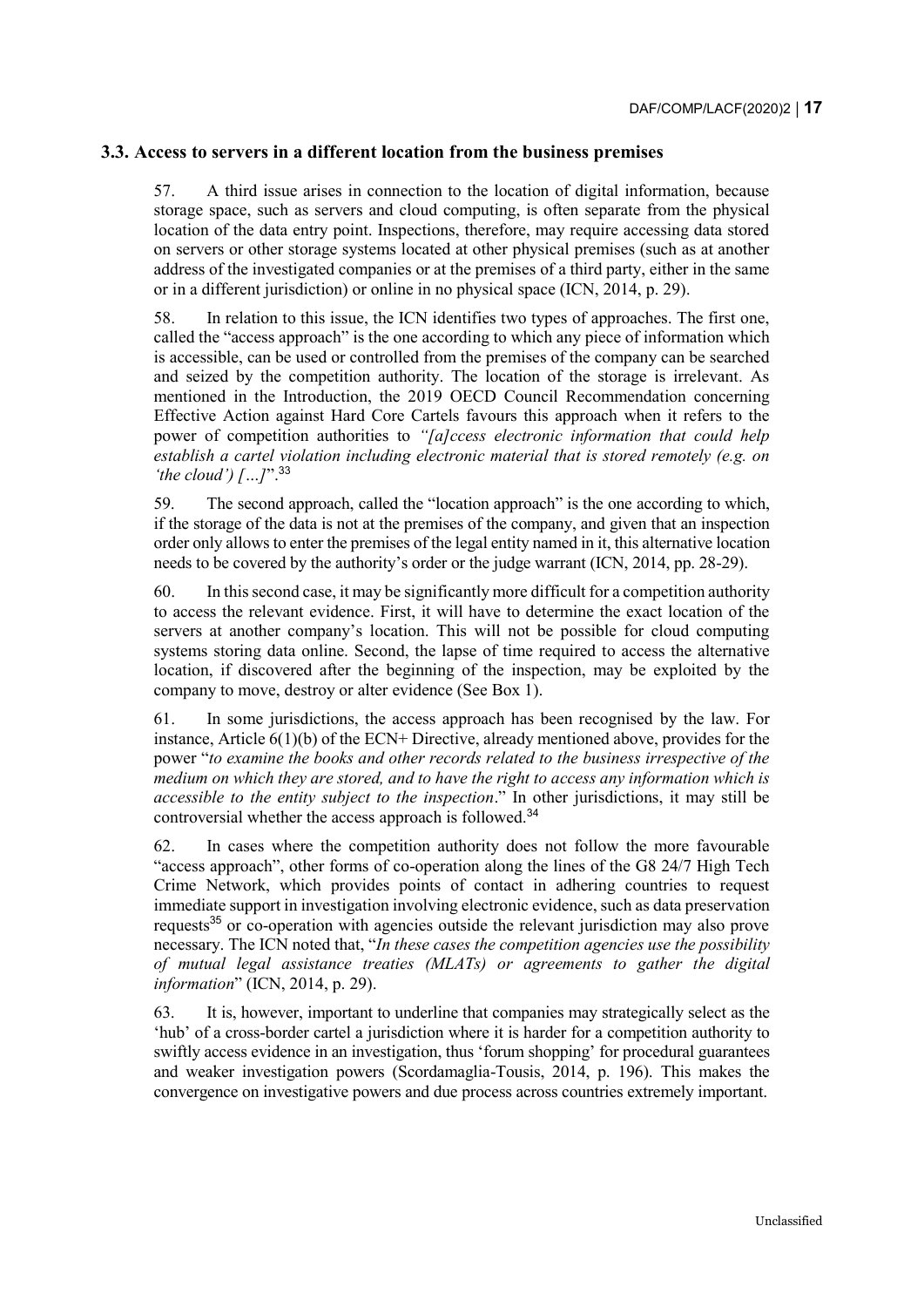### 3.3. Access to servers in a different location from the business premises

57. A third issue arises in connection to the location of digital information, because storage space, such as servers and cloud computing, is often separate from the physical location of the data entry point. Inspections, therefore, may require accessing data stored on servers or other storage systems located at other physical premises (such as at another address of the investigated companies or at the premises of a third party, either in the same or in a different jurisdiction) or online in no physical space (ICN, 2014, p. 29).

58. In relation to this issue, the ICN identifies two types of approaches. The first one, called the "access approach" is the one according to which any piece of information which is accessible, can be used or controlled from the premises of the company can be searched and seized by the competition authority. The location of the storage is irrelevant. As mentioned in the Introduction, the 2019 OECD Council Recommendation concerning Effective Action against Hard Core Cartels favours this approach when it refers to the power of competition authorities to *"[a]ccess electronic information that could help establish a cartel violation including electronic material that is stored remotely (e.g. on 'the cloud') […]*".[33]

59. The second approach, called the "location approach" is the one according to which, if the storage of the data is not at the premises of the company, and given that an inspection order only allows to enter the premises of the legal entity named in it, this alternative location needs to be covered by the authority's order or the judge warrant (ICN, 2014, pp. 28-29).

60. In this second case, it may be significantly more difficult for a competition authority to access the relevant evidence. First, it will have to determine the exact location of the servers at another company's location. This will not be possible for cloud computing systems storing data online. Second, the lapse of time required to access the alternative location, if discovered after the beginning of the inspection, may be exploited by the company to move, destroy or alter evidence (See Box 1).

61. In some jurisdictions, the access approach has been recognised by the law. For instance, Article 6(1)(b) of the ECN+ Directive, already mentioned above, provides for the power "*to examine the books and other records related to the business irrespective of the medium on which they are stored, and to have the right to access any information which is accessible to the entity subject to the inspection*." In other jurisdictions, it may still be controversial whether the access approach is followed.[34]

62. In cases where the competition authority does not follow the more favourable "access approach", other forms of co-operation along the lines of the G8 24/7 High Tech Crime Network, which provides points of contact in adhering countries to request immediate support in investigation involving electronic evidence, such as data preservation requests[35] or co-operation with agencies outside the relevant jurisdiction may also prove necessary. The ICN noted that, "*In these cases the competition agencies use the possibility of mutual legal assistance treaties (MLATs) or agreements to gather the digital information*" (ICN, 2014, p. 29).

63. It is, however, important to underline that companies may strategically select as the 'hub' of a cross-border cartel a jurisdiction where it is harder for a competition authority to swiftly access evidence in an investigation, thus 'forum shopping' for procedural guarantees and weaker investigation powers (Scordamaglia-Tousis, 2014, p. 196). This makes the convergence on investigative powers and due process across countries extremely important.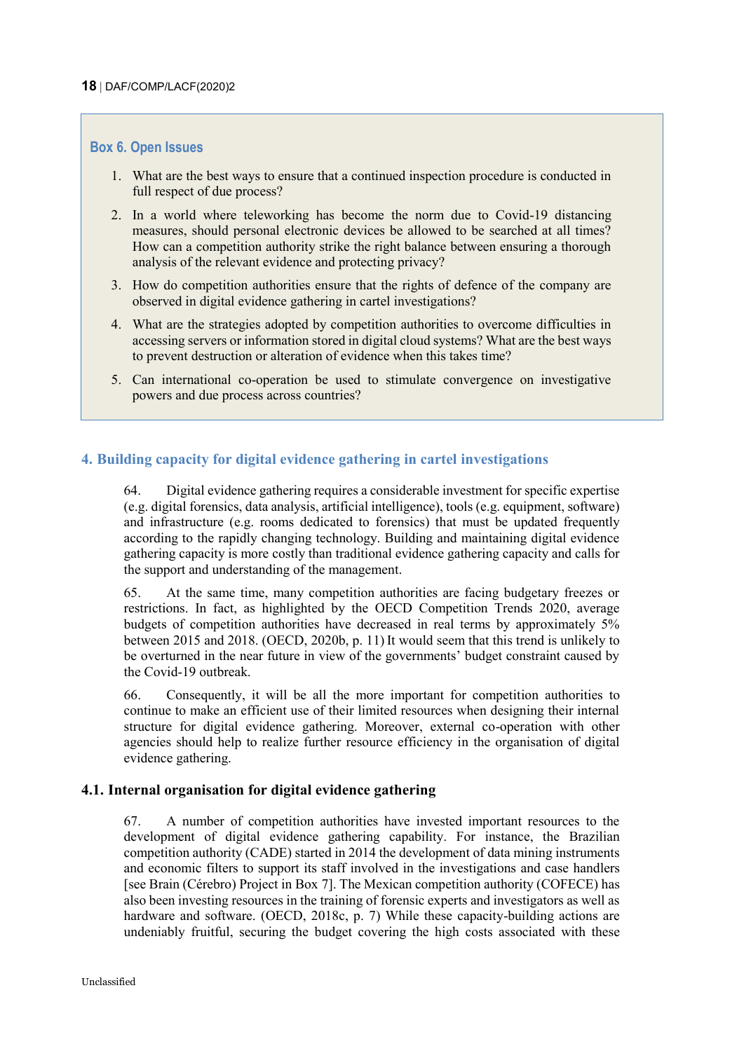**Box 6. Open Issues**

1. What are the best ways to ensure that a continued inspection procedure is conducted in full respect of due process?
2. In a world where teleworking has become the norm due to Covid-19 distancing measures, should personal electronic devices be allowed to be searched at all times? How can a competition authority strike the right balance between ensuring a thorough analysis of the relevant evidence and protecting privacy?
3. How do competition authorities ensure that the rights of defence of the company are observed in digital evidence gathering in cartel investigations?
4. What are the strategies adopted by competition authorities to overcome difficulties in accessing servers or information stored in digital cloud systems? What are the best ways to prevent destruction or alteration of evidence when this takes time?
5. Can international co-operation be used to stimulate convergence on investigative powers and due process across countries?

## 4. Building capacity for digital evidence gathering in cartel investigations

64. Digital evidence gathering requires a considerable investment for specific expertise (e.g. digital forensics, data analysis, artificial intelligence), tools (e.g. equipment, software) and infrastructure (e.g. rooms dedicated to forensics) that must be updated frequently according to the rapidly changing technology. Building and maintaining digital evidence gathering capacity is more costly than traditional evidence gathering capacity and calls for the support and understanding of the management.

65. At the same time, many competition authorities are facing budgetary freezes or restrictions. In fact, as highlighted by the OECD Competition Trends 2020, average budgets of competition authorities have decreased in real terms by approximately 5% between 2015 and 2018. (OECD, 2020b, p. 11) It would seem that this trend is unlikely to be overturned in the near future in view of the governments' budget constraint caused by the Covid-19 outbreak.

66. Consequently, it will be all the more important for competition authorities to continue to make an efficient use of their limited resources when designing their internal structure for digital evidence gathering. Moreover, external co-operation with other agencies should help to realize further resource efficiency in the organisation of digital evidence gathering.

### 4.1. Internal organisation for digital evidence gathering

67. A number of competition authorities have invested important resources to the development of digital evidence gathering capability. For instance, the Brazilian competition authority (CADE) started in 2014 the development of data mining instruments and economic filters to support its staff involved in the investigations and case handlers [see Brain (Cérebro) Project in Box 7]. The Mexican competition authority (COFECE) has also been investing resources in the training of forensic experts and investigators as well as hardware and software. (OECD, 2018c, p. 7) While these capacity-building actions are undeniably fruitful, securing the budget covering the high costs associated with these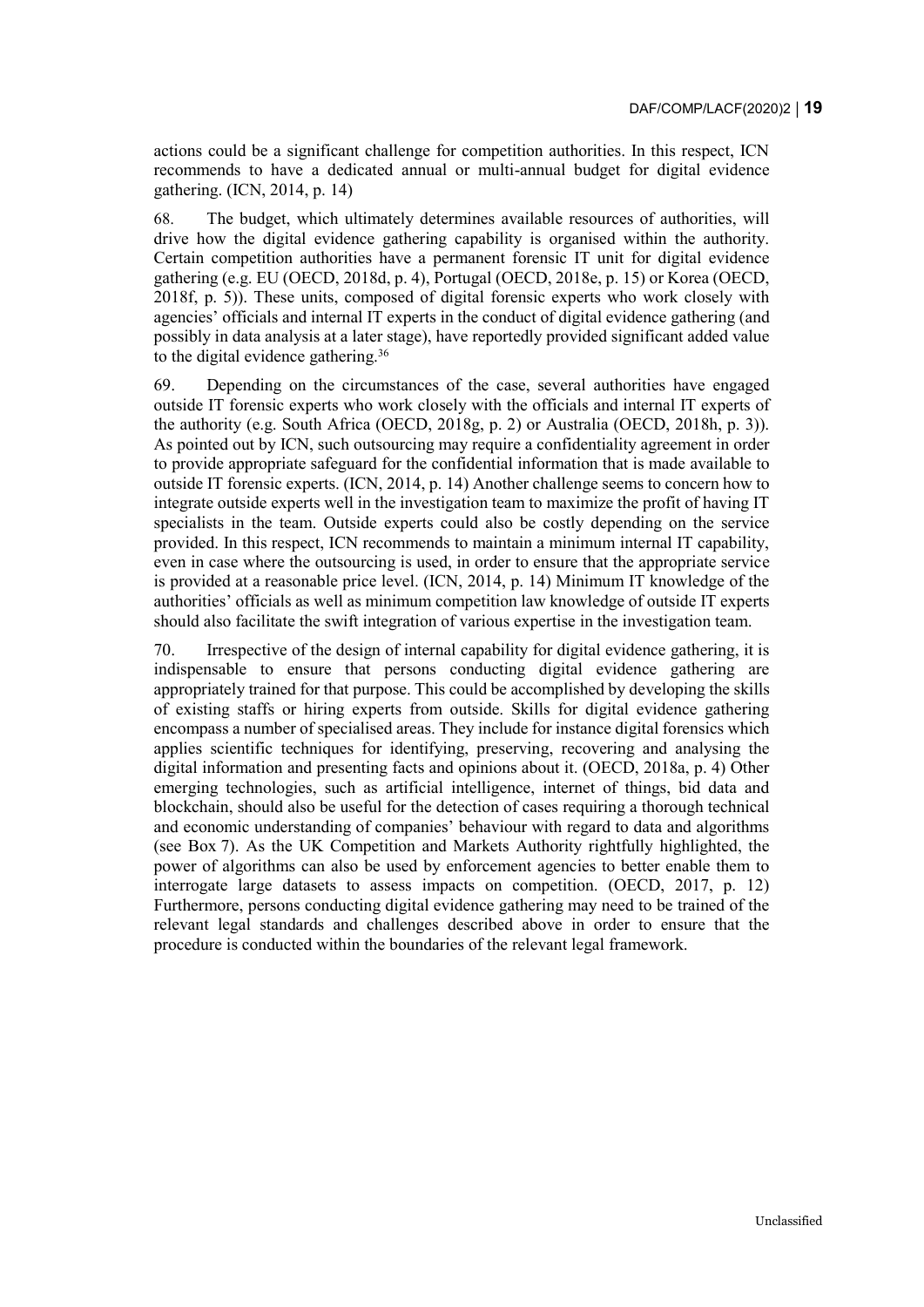actions could be a significant challenge for competition authorities. In this respect, ICN recommends to have a dedicated annual or multi-annual budget for digital evidence gathering. (ICN, 2014, p. 14)

68. The budget, which ultimately determines available resources of authorities, will drive how the digital evidence gathering capability is organised within the authority. Certain competition authorities have a permanent forensic IT unit for digital evidence gathering (e.g. EU (OECD, 2018d, p. 4), Portugal (OECD, 2018e, p. 15) or Korea (OECD, 2018f, p. 5)). These units, composed of digital forensic experts who work closely with agencies' officials and internal IT experts in the conduct of digital evidence gathering (and possibly in data analysis at a later stage), have reportedly provided significant added value to the digital evidence gathering.[36]

69. Depending on the circumstances of the case, several authorities have engaged outside IT forensic experts who work closely with the officials and internal IT experts of the authority (e.g. South Africa (OECD, 2018g, p. 2) or Australia (OECD, 2018h, p. 3)). As pointed out by ICN, such outsourcing may require a confidentiality agreement in order to provide appropriate safeguard for the confidential information that is made available to outside IT forensic experts. (ICN, 2014, p. 14) Another challenge seems to concern how to integrate outside experts well in the investigation team to maximize the profit of having IT specialists in the team. Outside experts could also be costly depending on the service provided. In this respect, ICN recommends to maintain a minimum internal IT capability, even in case where the outsourcing is used, in order to ensure that the appropriate service is provided at a reasonable price level. (ICN, 2014, p. 14) Minimum IT knowledge of the authorities' officials as well as minimum competition law knowledge of outside IT experts should also facilitate the swift integration of various expertise in the investigation team.

70. Irrespective of the design of internal capability for digital evidence gathering, it is indispensable to ensure that persons conducting digital evidence gathering are appropriately trained for that purpose. This could be accomplished by developing the skills of existing staffs or hiring experts from outside. Skills for digital evidence gathering encompass a number of specialised areas. They include for instance digital forensics which applies scientific techniques for identifying, preserving, recovering and analysing the digital information and presenting facts and opinions about it. (OECD, 2018a, p. 4) Other emerging technologies, such as artificial intelligence, internet of things, bid data and blockchain, should also be useful for the detection of cases requiring a thorough technical and economic understanding of companies' behaviour with regard to data and algorithms (see Box 7). As the UK Competition and Markets Authority rightfully highlighted, the power of algorithms can also be used by enforcement agencies to better enable them to interrogate large datasets to assess impacts on competition. (OECD, 2017, p. 12) Furthermore, persons conducting digital evidence gathering may need to be trained of the relevant legal standards and challenges described above in order to ensure that the procedure is conducted within the boundaries of the relevant legal framework.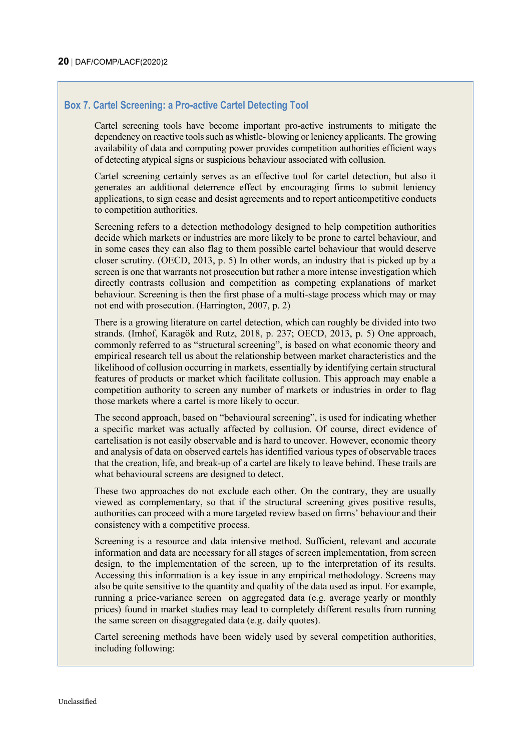### Box 7. Cartel Screening: a Pro-active Cartel Detecting Tool

Cartel screening tools have become important pro-active instruments to mitigate the dependency on reactive tools such as whistle- blowing or leniency applicants. The growing availability of data and computing power provides competition authorities efficient ways of detecting atypical signs or suspicious behaviour associated with collusion.

Cartel screening certainly serves as an effective tool for cartel detection, but also it generates an additional deterrence effect by encouraging firms to submit leniency applications, to sign cease and desist agreements and to report anticompetitive conducts to competition authorities.

Screening refers to a detection methodology designed to help competition authorities decide which markets or industries are more likely to be prone to cartel behaviour, and in some cases they can also flag to them possible cartel behaviour that would deserve closer scrutiny. (OECD, 2013, p. 5) In other words, an industry that is picked up by a screen is one that warrants not prosecution but rather a more intense investigation which directly contrasts collusion and competition as competing explanations of market behaviour. Screening is then the first phase of a multi-stage process which may or may not end with prosecution. (Harrington, 2007, p. 2)

There is a growing literature on cartel detection, which can roughly be divided into two strands. (Imhof, Karagök and Rutz, 2018, p. 237; OECD, 2013, p. 5) One approach, commonly referred to as "structural screening", is based on what economic theory and empirical research tell us about the relationship between market characteristics and the likelihood of collusion occurring in markets, essentially by identifying certain structural features of products or market which facilitate collusion. This approach may enable a competition authority to screen any number of markets or industries in order to flag those markets where a cartel is more likely to occur.

The second approach, based on "behavioural screening", is used for indicating whether a specific market was actually affected by collusion. Of course, direct evidence of cartelisation is not easily observable and is hard to uncover. However, economic theory and analysis of data on observed cartels has identified various types of observable traces that the creation, life, and break-up of a cartel are likely to leave behind. These trails are what behavioural screens are designed to detect.

These two approaches do not exclude each other. On the contrary, they are usually viewed as complementary, so that if the structural screening gives positive results, authorities can proceed with a more targeted review based on firms' behaviour and their consistency with a competitive process.

Screening is a resource and data intensive method. Sufficient, relevant and accurate information and data are necessary for all stages of screen implementation, from screen design, to the implementation of the screen, up to the interpretation of its results. Accessing this information is a key issue in any empirical methodology. Screens may also be quite sensitive to the quantity and quality of the data used as input. For example, running a price-variance screen on aggregated data (e.g. average yearly or monthly prices) found in market studies may lead to completely different results from running the same screen on disaggregated data (e.g. daily quotes).

Cartel screening methods have been widely used by several competition authorities, including following: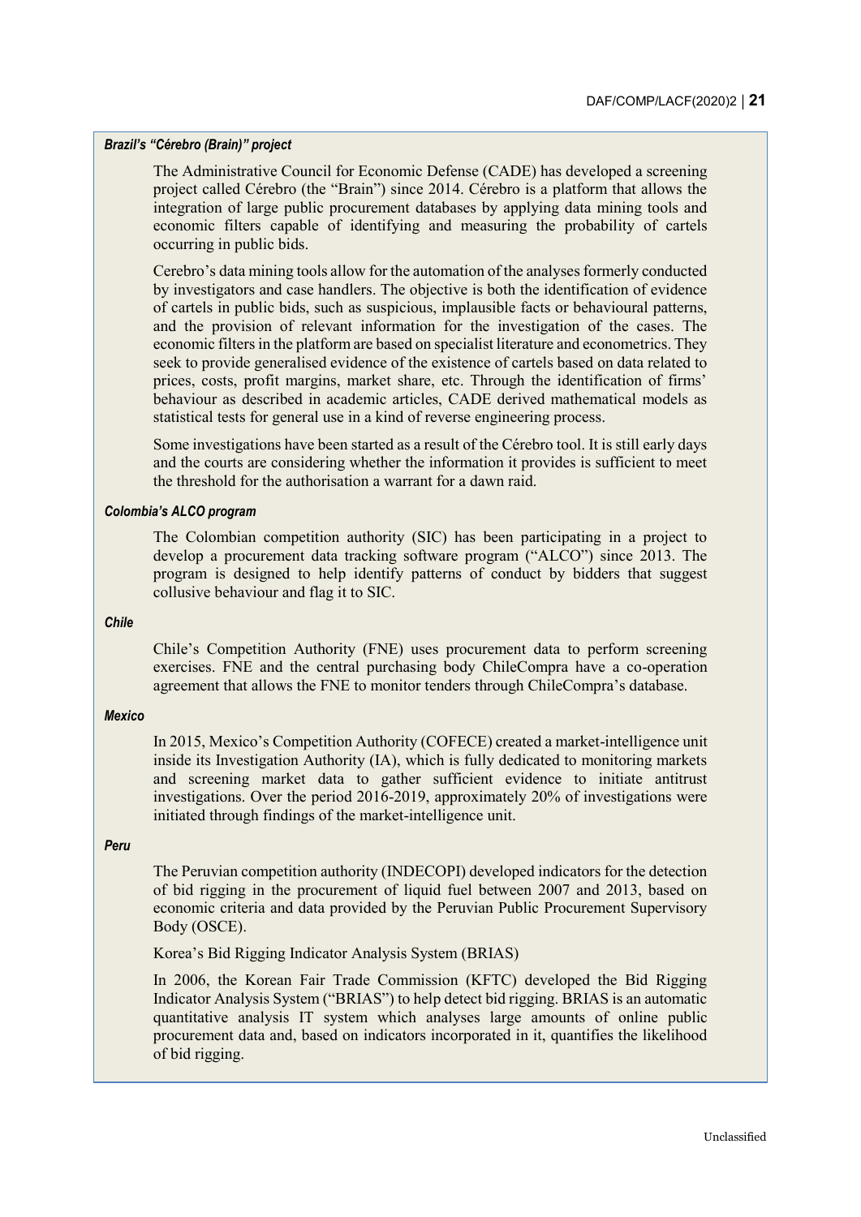***Brazil's "Cérebro (Brain)" project***

The Administrative Council for Economic Defense (CADE) has developed a screening project called Cérebro (the "Brain") since 2014. Cérebro is a platform that allows the integration of large public procurement databases by applying data mining tools and economic filters capable of identifying and measuring the probability of cartels occurring in public bids.

Cerebro's data mining tools allow for the automation of the analyses formerly conducted by investigators and case handlers. The objective is both the identification of evidence of cartels in public bids, such as suspicious, implausible facts or behavioural patterns, and the provision of relevant information for the investigation of the cases. The economic filters in the platform are based on specialist literature and econometrics. They seek to provide generalised evidence of the existence of cartels based on data related to prices, costs, profit margins, market share, etc. Through the identification of firms' behaviour as described in academic articles, CADE derived mathematical models as statistical tests for general use in a kind of reverse engineering process.

Some investigations have been started as a result of the Cérebro tool. It is still early days and the courts are considering whether the information it provides is sufficient to meet the threshold for the authorisation a warrant for a dawn raid.

***Colombia's ALCO program***

The Colombian competition authority (SIC) has been participating in a project to develop a procurement data tracking software program ("ALCO") since 2013. The program is designed to help identify patterns of conduct by bidders that suggest collusive behaviour and flag it to SIC.

***Chile***

Chile's Competition Authority (FNE) uses procurement data to perform screening exercises. FNE and the central purchasing body ChileCompra have a co-operation agreement that allows the FNE to monitor tenders through ChileCompra's database.

***Mexico***

In 2015, Mexico's Competition Authority (COFECE) created a market-intelligence unit inside its Investigation Authority (IA), which is fully dedicated to monitoring markets and screening market data to gather sufficient evidence to initiate antitrust investigations. Over the period 2016-2019, approximately 20% of investigations were initiated through findings of the market-intelligence unit.

***Peru***

The Peruvian competition authority (INDECOPI) developed indicators for the detection of bid rigging in the procurement of liquid fuel between 2007 and 2013, based on economic criteria and data provided by the Peruvian Public Procurement Supervisory Body (OSCE).

Korea's Bid Rigging Indicator Analysis System (BRIAS)

In 2006, the Korean Fair Trade Commission (KFTC) developed the Bid Rigging Indicator Analysis System ("BRIAS") to help detect bid rigging. BRIAS is an automatic quantitative analysis IT system which analyses large amounts of online public procurement data and, based on indicators incorporated in it, quantifies the likelihood of bid rigging.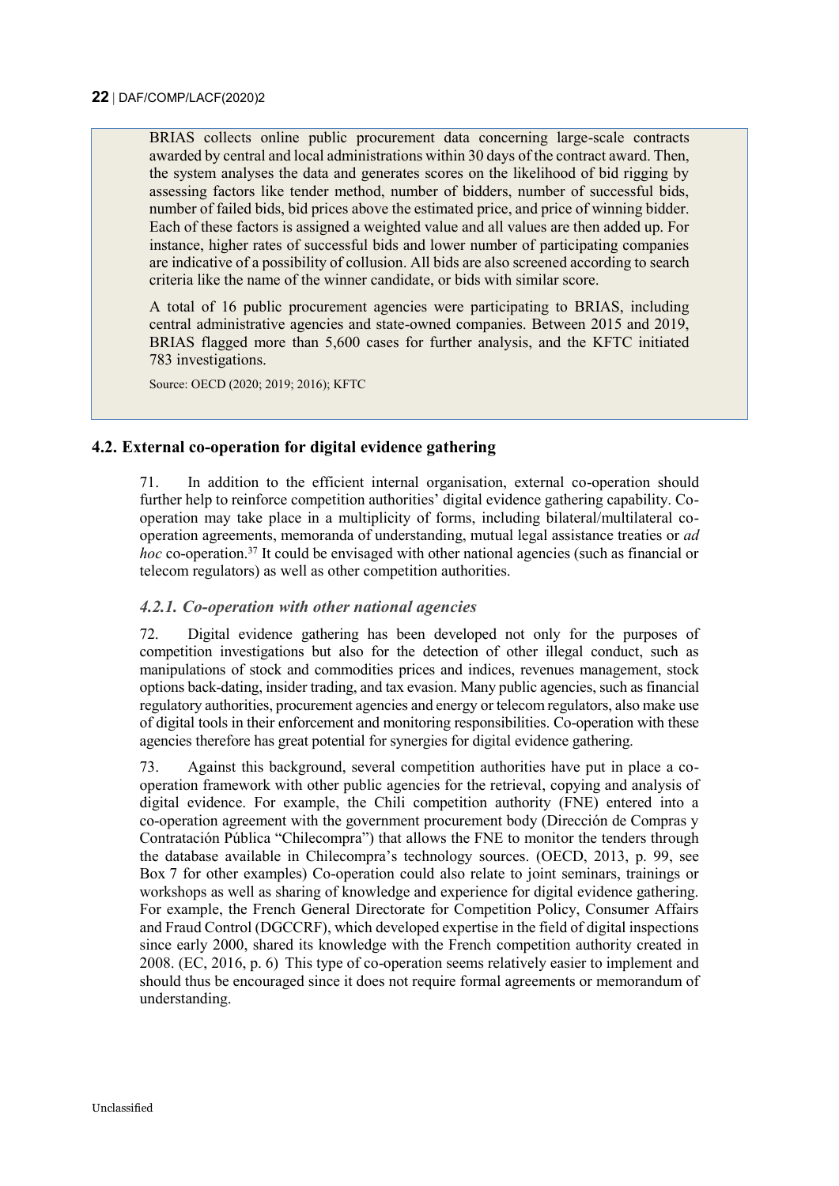BRIAS collects online public procurement data concerning large-scale contracts awarded by central and local administrations within 30 days of the contract award. Then, the system analyses the data and generates scores on the likelihood of bid rigging by assessing factors like tender method, number of bidders, number of successful bids, number of failed bids, bid prices above the estimated price, and price of winning bidder. Each of these factors is assigned a weighted value and all values are then added up. For instance, higher rates of successful bids and lower number of participating companies are indicative of a possibility of collusion. All bids are also screened according to search criteria like the name of the winner candidate, or bids with similar score.

A total of 16 public procurement agencies were participating to BRIAS, including central administrative agencies and state-owned companies. Between 2015 and 2019, BRIAS flagged more than 5,600 cases for further analysis, and the KFTC initiated 783 investigations.

Source: OECD (2020; 2019; 2016); KFTC

## 4.2. External co-operation for digital evidence gathering

71. In addition to the efficient internal organisation, external co-operation should further help to reinforce competition authorities' digital evidence gathering capability. Co-operation may take place in a multiplicity of forms, including bilateral/multilateral co-operation agreements, memoranda of understanding, mutual legal assistance treaties or *ad hoc* co-operation.[37] It could be envisaged with other national agencies (such as financial or telecom regulators) as well as other competition authorities.

### *4.2.1. Co-operation with other national agencies*

72. Digital evidence gathering has been developed not only for the purposes of competition investigations but also for the detection of other illegal conduct, such as manipulations of stock and commodities prices and indices, revenues management, stock options back-dating, insider trading, and tax evasion. Many public agencies, such as financial regulatory authorities, procurement agencies and energy or telecom regulators, also make use of digital tools in their enforcement and monitoring responsibilities. Co-operation with these agencies therefore has great potential for synergies for digital evidence gathering.

73. Against this background, several competition authorities have put in place a co-operation framework with other public agencies for the retrieval, copying and analysis of digital evidence. For example, the Chili competition authority (FNE) entered into a co-operation agreement with the government procurement body (Dirección de Compras y Contratación Pública "Chilecompra") that allows the FNE to monitor the tenders through the database available in Chilecompra's technology sources. (OECD, 2013, p. 99, see Box 7 for other examples) Co-operation could also relate to joint seminars, trainings or workshops as well as sharing of knowledge and experience for digital evidence gathering. For example, the French General Directorate for Competition Policy, Consumer Affairs and Fraud Control (DGCCRF), which developed expertise in the field of digital inspections since early 2000, shared its knowledge with the French competition authority created in 2008. (EC, 2016, p. 6) This type of co-operation seems relatively easier to implement and should thus be encouraged since it does not require formal agreements or memorandum of understanding.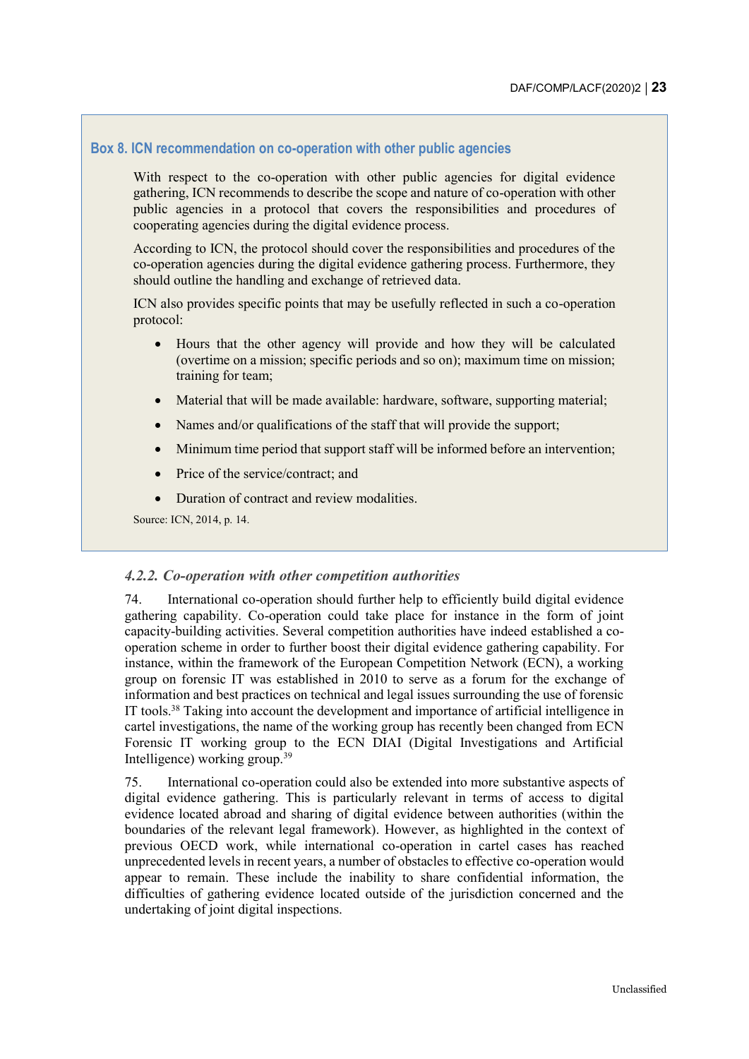**Box 8. ICN recommendation on co-operation with other public agencies**

With respect to the co-operation with other public agencies for digital evidence gathering, ICN recommends to describe the scope and nature of co-operation with other public agencies in a protocol that covers the responsibilities and procedures of cooperating agencies during the digital evidence process.

According to ICN, the protocol should cover the responsibilities and procedures of the co-operation agencies during the digital evidence gathering process. Furthermore, they should outline the handling and exchange of retrieved data.

ICN also provides specific points that may be usefully reflected in such a co-operation protocol:

- Hours that the other agency will provide and how they will be calculated (overtime on a mission; specific periods and so on); maximum time on mission; training for team;
- Material that will be made available: hardware, software, supporting material;
- Names and/or qualifications of the staff that will provide the support;
- Minimum time period that support staff will be informed before an intervention;
- Price of the service/contract; and
- Duration of contract and review modalities.

Source: ICN, 2014, p. 14.

### *4.2.2. Co-operation with other competition authorities*

74. International co-operation should further help to efficiently build digital evidence gathering capability. Co-operation could take place for instance in the form of joint capacity-building activities. Several competition authorities have indeed established a co-operation scheme in order to further boost their digital evidence gathering capability. For instance, within the framework of the European Competition Network (ECN), a working group on forensic IT was established in 2010 to serve as a forum for the exchange of information and best practices on technical and legal issues surrounding the use of forensic IT tools.[38] Taking into account the development and importance of artificial intelligence in cartel investigations, the name of the working group has recently been changed from ECN Forensic IT working group to the ECN DIAI (Digital Investigations and Artificial Intelligence) working group.[39]

75. International co-operation could also be extended into more substantive aspects of digital evidence gathering. This is particularly relevant in terms of access to digital evidence located abroad and sharing of digital evidence between authorities (within the boundaries of the relevant legal framework). However, as highlighted in the context of previous OECD work, while international co-operation in cartel cases has reached unprecedented levels in recent years, a number of obstacles to effective co-operation would appear to remain. These include the inability to share confidential information, the difficulties of gathering evidence located outside of the jurisdiction concerned and the undertaking of joint digital inspections.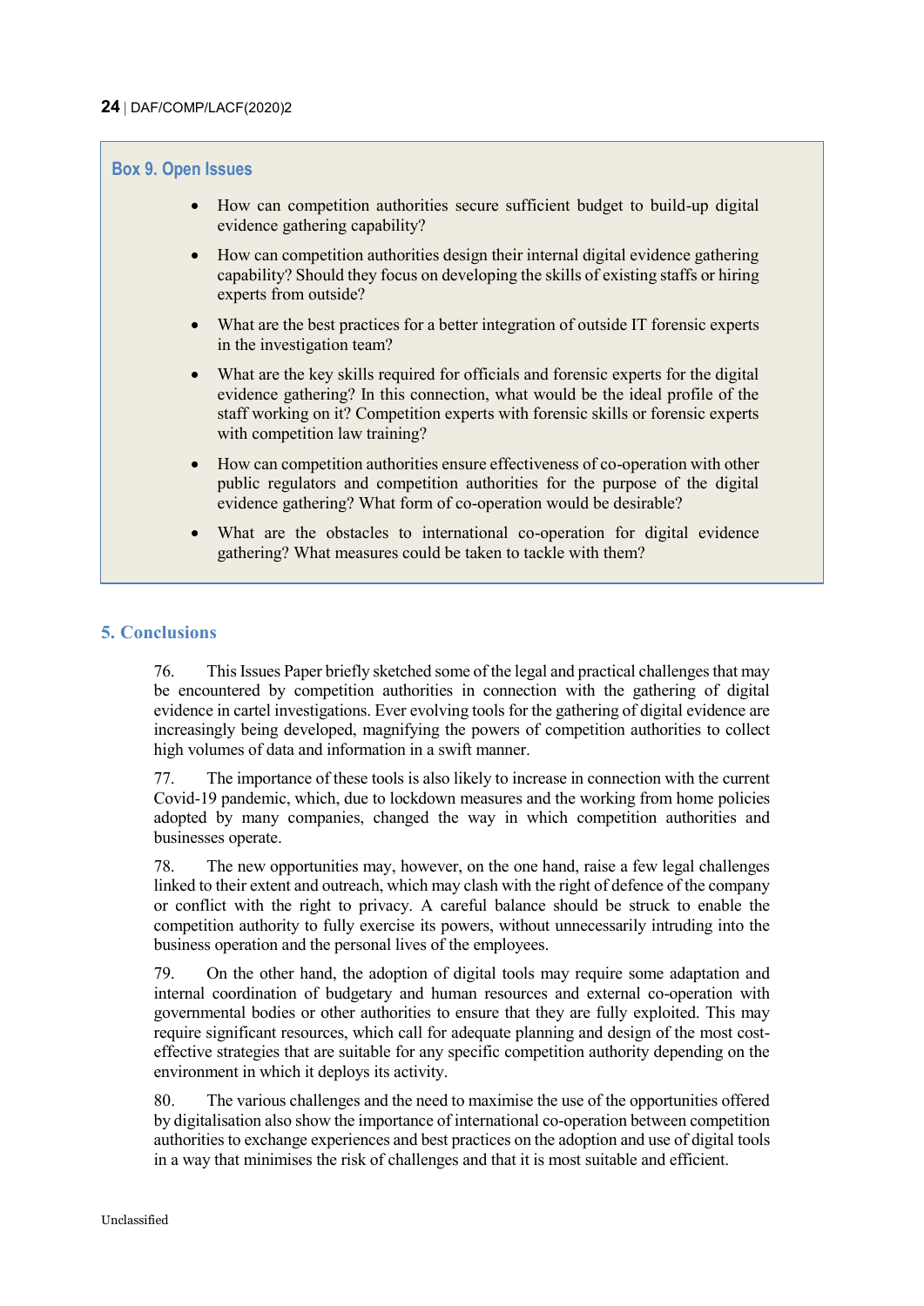### Box 9. Open Issues

- How can competition authorities secure sufficient budget to build-up digital evidence gathering capability?
- How can competition authorities design their internal digital evidence gathering capability? Should they focus on developing the skills of existing staffs or hiring experts from outside?
- What are the best practices for a better integration of outside IT forensic experts in the investigation team?
- What are the key skills required for officials and forensic experts for the digital evidence gathering? In this connection, what would be the ideal profile of the staff working on it? Competition experts with forensic skills or forensic experts with competition law training?
- How can competition authorities ensure effectiveness of co-operation with other public regulators and competition authorities for the purpose of the digital evidence gathering? What form of co-operation would be desirable?
- What are the obstacles to international co-operation for digital evidence gathering? What measures could be taken to tackle with them?

## 5. Conclusions

76. This Issues Paper briefly sketched some of the legal and practical challenges that may be encountered by competition authorities in connection with the gathering of digital evidence in cartel investigations. Ever evolving tools for the gathering of digital evidence are increasingly being developed, magnifying the powers of competition authorities to collect high volumes of data and information in a swift manner.

77. The importance of these tools is also likely to increase in connection with the current Covid-19 pandemic, which, due to lockdown measures and the working from home policies adopted by many companies, changed the way in which competition authorities and businesses operate.

78. The new opportunities may, however, on the one hand, raise a few legal challenges linked to their extent and outreach, which may clash with the right of defence of the company or conflict with the right to privacy. A careful balance should be struck to enable the competition authority to fully exercise its powers, without unnecessarily intruding into the business operation and the personal lives of the employees.

79. On the other hand, the adoption of digital tools may require some adaptation and internal coordination of budgetary and human resources and external co-operation with governmental bodies or other authorities to ensure that they are fully exploited. This may require significant resources, which call for adequate planning and design of the most cost-effective strategies that are suitable for any specific competition authority depending on the environment in which it deploys its activity.

80. The various challenges and the need to maximise the use of the opportunities offered by digitalisation also show the importance of international co-operation between competition authorities to exchange experiences and best practices on the adoption and use of digital tools in a way that minimises the risk of challenges and that it is most suitable and efficient.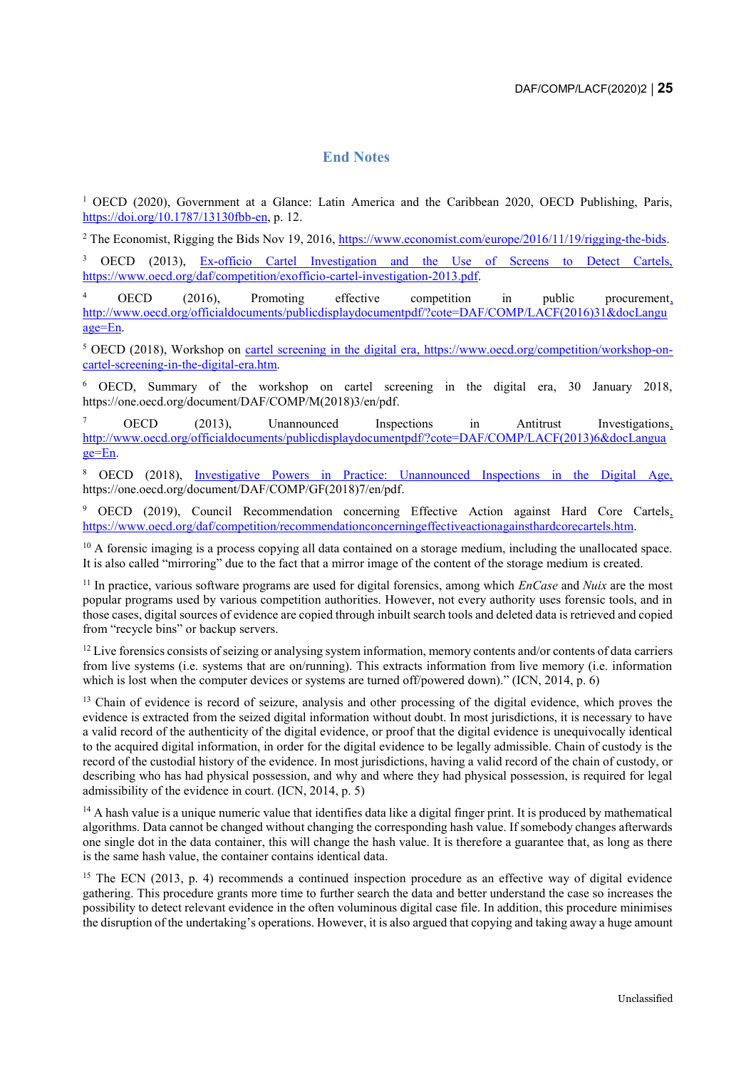## End Notes

[1] OECD (2020), Government at a Glance: Latin America and the Caribbean 2020, OECD Publishing, Paris, https://doi.org/10.1787/13130fbb-en, p. 12.

[2] The Economist, Rigging the Bids Nov 19, 2016, https://www.economist.com/europe/2016/11/19/rigging-the-bids.

[3] OECD (2013), Ex-officio Cartel Investigation and the Use of Screens to Detect Cartels, https://www.oecd.org/daf/competition/exofficio-cartel-investigation-2013.pdf.

[4] OECD (2016), Promoting effective competition in public procurement, http://www.oecd.org/officialdocuments/publicdisplaydocumentpdf/?cote=DAF/COMP/LACF(2016)31&docLanguage=En.

[5] OECD (2018), Workshop on cartel screening in the digital era, https://www.oecd.org/competition/workshop-on-cartel-screening-in-the-digital-era.htm.

[6] OECD, Summary of the workshop on cartel screening in the digital era, 30 January 2018, https://one.oecd.org/document/DAF/COMP/M(2018)3/en/pdf.

[7] OECD (2013), Unannounced Inspections in Antitrust Investigations, http://www.oecd.org/officialdocuments/publicdisplaydocumentpdf/?cote=DAF/COMP/LACF(2013)6&docLanguage=En.

[8] OECD (2018), Investigative Powers in Practice: Unannounced Inspections in the Digital Age, https://one.oecd.org/document/DAF/COMP/GF(2018)7/en/pdf.

[9] OECD (2019), Council Recommendation concerning Effective Action against Hard Core Cartels, https://www.oecd.org/daf/competition/recommendationconcerningeffectiveactionagainsthardcorecartels.htm.

[10] A forensic imaging is a process copying all data contained on a storage medium, including the unallocated space. It is also called "mirroring" due to the fact that a mirror image of the content of the storage medium is created.

[11] In practice, various software programs are used for digital forensics, among which *EnCase* and *Nuix* are the most popular programs used by various competition authorities. However, not every authority uses forensic tools, and in those cases, digital sources of evidence are copied through inbuilt search tools and deleted data is retrieved and copied from "recycle bins" or backup servers.

[12] Live forensics consists of seizing or analysing system information, memory contents and/or contents of data carriers from live systems (i.e. systems that are on/running). This extracts information from live memory (i.e. information which is lost when the computer devices or systems are turned off/powered down)." (ICN, 2014, p. 6)

[13] Chain of evidence is record of seizure, analysis and other processing of the digital evidence, which proves the evidence is extracted from the seized digital information without doubt. In most jurisdictions, it is necessary to have a valid record of the authenticity of the digital evidence, or proof that the digital evidence is unequivocally identical to the acquired digital information, in order for the digital evidence to be legally admissible. Chain of custody is the record of the custodial history of the evidence. In most jurisdictions, having a valid record of the chain of custody, or describing who has had physical possession, and why and where they had physical possession, is required for legal admissibility of the evidence in court. (ICN, 2014, p. 5)

[14] A hash value is a unique numeric value that identifies data like a digital finger print. It is produced by mathematical algorithms. Data cannot be changed without changing the corresponding hash value. If somebody changes afterwards one single dot in the data container, this will change the hash value. It is therefore a guarantee that, as long as there is the same hash value, the container contains identical data.

[15] The ECN (2013, p. 4) recommends a continued inspection procedure as an effective way of digital evidence gathering. This procedure grants more time to further search the data and better understand the case so increases the possibility to detect relevant evidence in the often voluminous digital case file. In addition, this procedure minimises the disruption of the undertaking's operations. However, it is also argued that copying and taking away a huge amount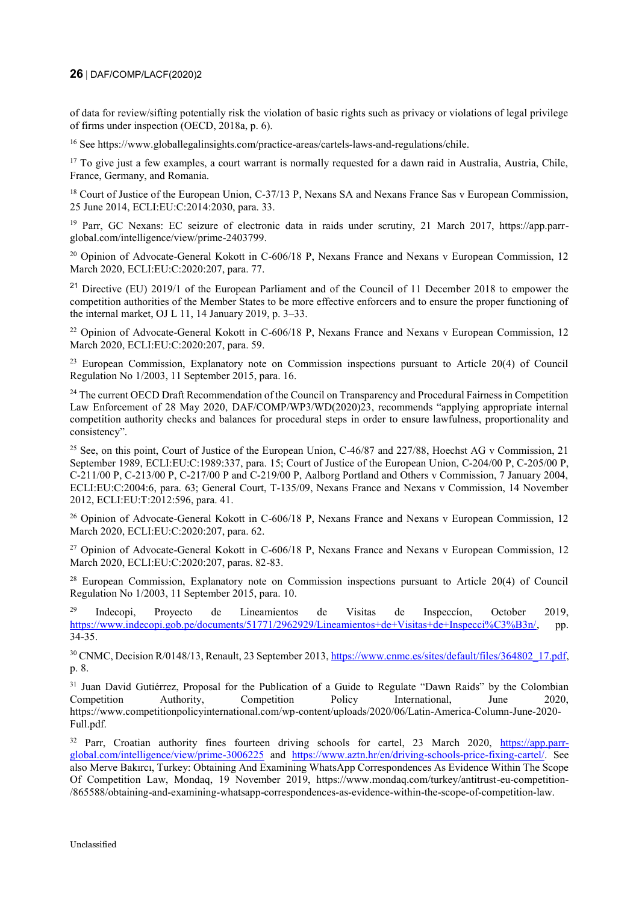of data for review/sifting potentially risk the violation of basic rights such as privacy or violations of legal privilege of firms under inspection (OECD, 2018a, p. 6).

[16] See https://www.globallegalinsights.com/practice-areas/cartels-laws-and-regulations/chile.

[17] To give just a few examples, a court warrant is normally requested for a dawn raid in Australia, Austria, Chile, France, Germany, and Romania.

[18] Court of Justice of the European Union, C-37/13 P, Nexans SA and Nexans France Sas v European Commission, 25 June 2014, ECLI:EU:C:2014:2030, para. 33.

[19] Parr, GC Nexans: EC seizure of electronic data in raids under scrutiny, 21 March 2017, https://app.parr-global.com/intelligence/view/prime-2403799.

[20] Opinion of Advocate-General Kokott in C-606/18 P, Nexans France and Nexans v European Commission, 12 March 2020, ECLI:EU:C:2020:207, para. 77.

[21] Directive (EU) 2019/1 of the European Parliament and of the Council of 11 December 2018 to empower the competition authorities of the Member States to be more effective enforcers and to ensure the proper functioning of the internal market, OJ L 11, 14 January 2019, p. 3–33.

[22] Opinion of Advocate-General Kokott in C-606/18 P, Nexans France and Nexans v European Commission, 12 March 2020, ECLI:EU:C:2020:207, para. 59.

[23] European Commission, Explanatory note on Commission inspections pursuant to Article 20(4) of Council Regulation No 1/2003, 11 September 2015, para. 16.

[24] The current OECD Draft Recommendation of the Council on Transparency and Procedural Fairness in Competition Law Enforcement of 28 May 2020, DAF/COMP/WP3/WD(2020)23, recommends "applying appropriate internal competition authority checks and balances for procedural steps in order to ensure lawfulness, proportionality and consistency".

[25] See, on this point, Court of Justice of the European Union, C-46/87 and 227/88, Hoechst AG v Commission, 21 September 1989, ECLI:EU:C:1989:337, para. 15; Court of Justice of the European Union, C-204/00 P, C-205/00 P, C-211/00 P, C-213/00 P, C-217/00 P and C-219/00 P, Aalborg Portland and Others v Commission, 7 January 2004, ECLI:EU:C:2004:6, para. 63; General Court, T-135/09, Nexans France and Nexans v Commission, 14 November 2012, ECLI:EU:T:2012:596, para. 41.

[26] Opinion of Advocate-General Kokott in C-606/18 P, Nexans France and Nexans v European Commission, 12 March 2020, ECLI:EU:C:2020:207, para. 62.

[27] Opinion of Advocate-General Kokott in C-606/18 P, Nexans France and Nexans v European Commission, 12 March 2020, ECLI:EU:C:2020:207, paras. 82-83.

[28] European Commission, Explanatory note on Commission inspections pursuant to Article 20(4) of Council Regulation No 1/2003, 11 September 2015, para. 10.

[29] Indecopi, Proyecto de Lineamientos de Visitas de Inspeccíon, October 2019, https://www.indecopi.gob.pe/documents/51771/2962929/Lineamientos+de+Visitas+de+Inspecci%C3%B3n/, pp. 34-35.

[30] CNMC, Decision R/0148/13, Renault, 23 September 2013, https://www.cnmc.es/sites/default/files/364802_17.pdf, p. 8.

[31] Juan David Gutiérrez, Proposal for the Publication of a Guide to Regulate "Dawn Raids" by the Colombian Competition Authority, Competition Policy International, June 2020, https://www.competitionpolicyinternational.com/wp-content/uploads/2020/06/Latin-America-Column-June-2020-Full.pdf.

[32] Parr, Croatian authority fines fourteen driving schools for cartel, 23 March 2020, https://app.parr-global.com/intelligence/view/prime-3006225 and https://www.aztn.hr/en/driving-schools-price-fixing-cartel/. See also Merve Bakırcı, Turkey: Obtaining And Examining WhatsApp Correspondences As Evidence Within The Scope Of Competition Law, Mondaq, 19 November 2019, https://www.mondaq.com/turkey/antitrust-eu-competition-/865588/obtaining-and-examining-whatsapp-correspondences-as-evidence-within-the-scope-of-competition-law.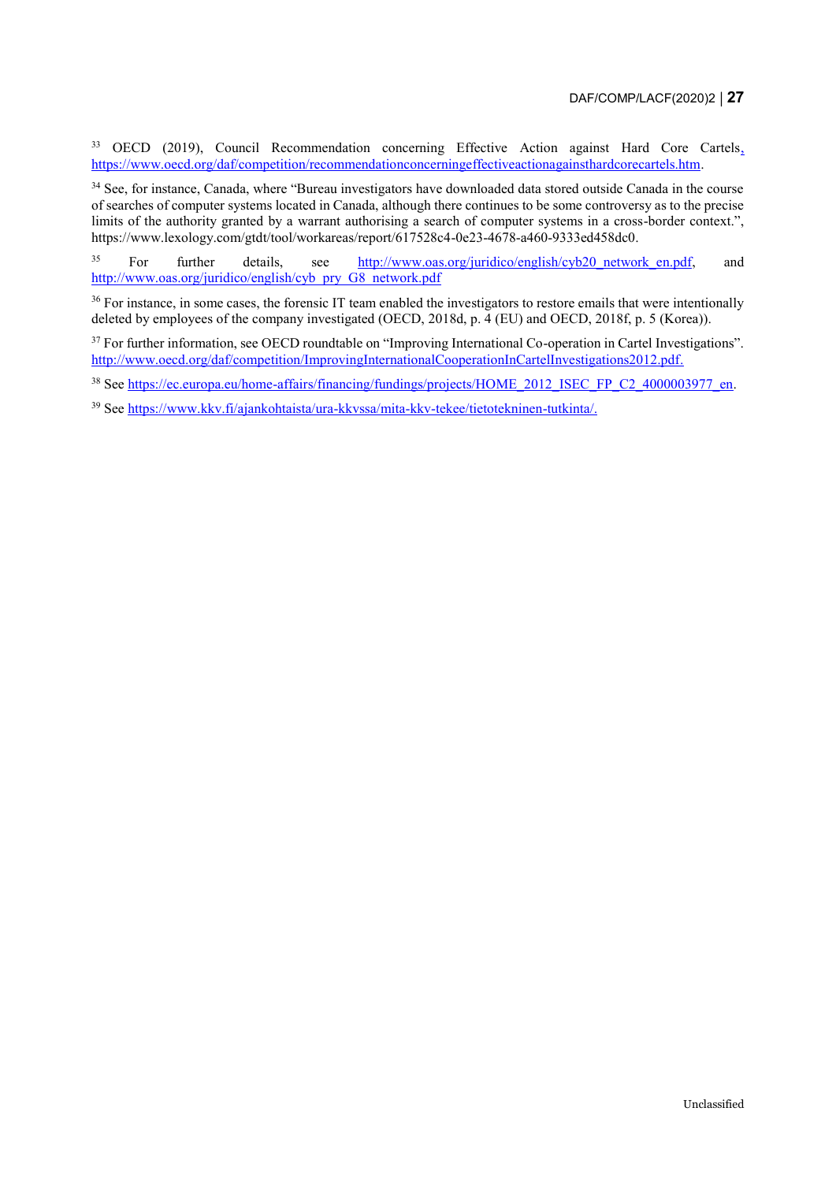[33] OECD (2019), Council Recommendation concerning Effective Action against Hard Core Cartels, https://www.oecd.org/daf/competition/recommendationconcerningeffectiveactionagainsthardcorecartels.htm.

[34] See, for instance, Canada, where "Bureau investigators have downloaded data stored outside Canada in the course of searches of computer systems located in Canada, although there continues to be some controversy as to the precise limits of the authority granted by a warrant authorising a search of computer systems in a cross-border context.", https://www.lexology.com/gtdt/tool/workareas/report/617528c4-0e23-4678-a460-9333ed458dc0.

[35] For further details, see http://www.oas.org/juridico/english/cyb20_network_en.pdf, and http://www.oas.org/juridico/english/cyb_pry_G8_network.pdf

[36] For instance, in some cases, the forensic IT team enabled the investigators to restore emails that were intentionally deleted by employees of the company investigated (OECD, 2018d, p. 4 (EU) and OECD, 2018f, p. 5 (Korea)).

[37] For further information, see OECD roundtable on "Improving International Co-operation in Cartel Investigations". http://www.oecd.org/daf/competition/ImprovingInternationalCooperationInCartelInvestigations2012.pdf.

[38] See https://ec.europa.eu/home-affairs/financing/fundings/projects/HOME_2012_ISEC_FP_C2_4000003977_en.

[39] See https://www.kkv.fi/ajankohtaista/ura-kkvssa/mita-kkv-tekee/tietotekninen-tutkinta/.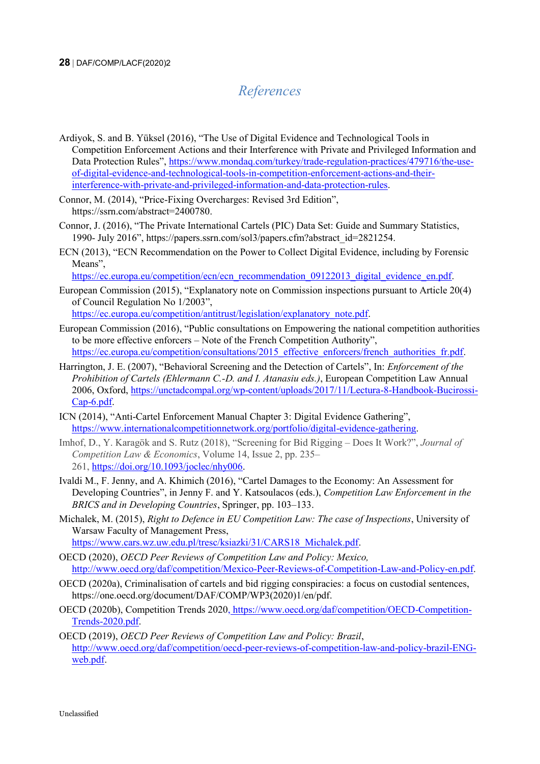# References

Ardiyok, S. and B. Yüksel (2016), "The Use of Digital Evidence and Technological Tools in Competition Enforcement Actions and their Interference with Private and Privileged Information and Data Protection Rules", https://www.mondaq.com/turkey/trade-regulation-practices/479716/the-use-of-digital-evidence-and-technological-tools-in-competition-enforcement-actions-and-their-interference-with-private-and-privileged-information-and-data-protection-rules.

Connor, M. (2014), "Price-Fixing Overcharges: Revised 3rd Edition", https://ssrn.com/abstract=2400780.

Connor, J. (2016), "The Private International Cartels (PIC) Data Set: Guide and Summary Statistics, 1990- July 2016", https://papers.ssrn.com/sol3/papers.cfm?abstract_id=2821254.

ECN (2013), "ECN Recommendation on the Power to Collect Digital Evidence, including by Forensic Means", https://ec.europa.eu/competition/ecn/ecn_recommendation_09122013_digital_evidence_en.pdf.

European Commission (2015), "Explanatory note on Commission inspections pursuant to Article 20(4) of Council Regulation No 1/2003", https://ec.europa.eu/competition/antitrust/legislation/explanatory_note.pdf.

European Commission (2016), "Public consultations on Empowering the national competition authorities to be more effective enforcers – Note of the French Competition Authority", https://ec.europa.eu/competition/consultations/2015_effective_enforcers/french_authorities_fr.pdf.

Harrington, J. E. (2007), "Behavioral Screening and the Detection of Cartels", In: *Enforcement of the Prohibition of Cartels (Ehlermann C.-D. and I. Atanasiu eds.)*, European Competition Law Annual 2006, Oxford, https://unctadcompal.org/wp-content/uploads/2017/11/Lectura-8-Handbook-Bucirossi-Cap-6.pdf.

ICN (2014), "Anti-Cartel Enforcement Manual Chapter 3: Digital Evidence Gathering", https://www.internationalcompetitionnetwork.org/portfolio/digital-evidence-gathering.

Imhof, D., Y. Karagök and S. Rutz (2018), "Screening for Bid Rigging – Does It Work?", *Journal of Competition Law & Economics*, Volume 14, Issue 2, pp. 235–261, https://doi.org/10.1093/joclec/nhy006.

Ivaldi M., F. Jenny, and A. Khimich (2016), "Cartel Damages to the Economy: An Assessment for Developing Countries", in Jenny F. and Y. Katsoulacos (eds.), *Competition Law Enforcement in the BRICS and in Developing Countries*, Springer, pp. 103–133.

Michalek, M. (2015), *Right to Defence in EU Competition Law: The case of Inspections*, University of Warsaw Faculty of Management Press, https://www.cars.wz.uw.edu.pl/tresc/ksiazki/31/CARS18_Michalek.pdf.

OECD (2020), *OECD Peer Reviews of Competition Law and Policy: Mexico,* http://www.oecd.org/daf/competition/Mexico-Peer-Reviews-of-Competition-Law-and-Policy-en.pdf.

OECD (2020a), Criminalisation of cartels and bid rigging conspiracies: a focus on custodial sentences, https://one.oecd.org/document/DAF/COMP/WP3(2020)1/en/pdf.

OECD (2020b), Competition Trends 2020, https://www.oecd.org/daf/competition/OECD-Competition-Trends-2020.pdf.

OECD (2019), *OECD Peer Reviews of Competition Law and Policy: Brazil*, http://www.oecd.org/daf/competition/oecd-peer-reviews-of-competition-law-and-policy-brazil-ENG-web.pdf.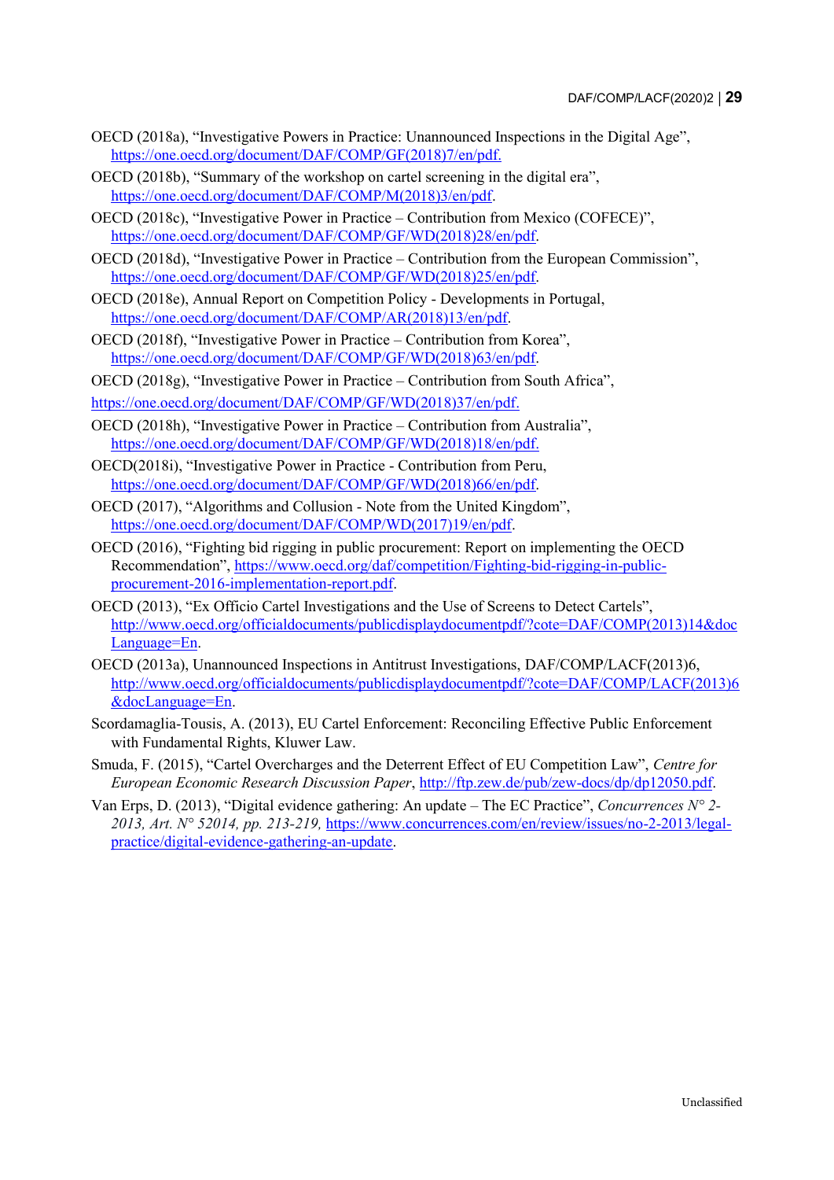OECD (2018a), “Investigative Powers in Practice: Unannounced Inspections in the Digital Age”, https://one.oecd.org/document/DAF/COMP/GF(2018)7/en/pdf.

OECD (2018b), “Summary of the workshop on cartel screening in the digital era”, https://one.oecd.org/document/DAF/COMP/M(2018)3/en/pdf.

OECD (2018c), “Investigative Power in Practice – Contribution from Mexico (COFECE)”, https://one.oecd.org/document/DAF/COMP/GF/WD(2018)28/en/pdf.

OECD (2018d), “Investigative Power in Practice – Contribution from the European Commission”, https://one.oecd.org/document/DAF/COMP/GF/WD(2018)25/en/pdf.

OECD (2018e), Annual Report on Competition Policy - Developments in Portugal, https://one.oecd.org/document/DAF/COMP/AR(2018)13/en/pdf.

OECD (2018f), “Investigative Power in Practice – Contribution from Korea”, https://one.oecd.org/document/DAF/COMP/GF/WD(2018)63/en/pdf.

OECD (2018g), “Investigative Power in Practice – Contribution from South Africa”, https://one.oecd.org/document/DAF/COMP/GF/WD(2018)37/en/pdf.

OECD (2018h), “Investigative Power in Practice – Contribution from Australia”, https://one.oecd.org/document/DAF/COMP/GF/WD(2018)18/en/pdf.

OECD(2018i), “Investigative Power in Practice - Contribution from Peru, https://one.oecd.org/document/DAF/COMP/GF/WD(2018)66/en/pdf.

OECD (2017), “Algorithms and Collusion - Note from the United Kingdom”, https://one.oecd.org/document/DAF/COMP/WD(2017)19/en/pdf.

OECD (2016), “Fighting bid rigging in public procurement: Report on implementing the OECD Recommendation”, https://www.oecd.org/daf/competition/Fighting-bid-rigging-in-public-procurement-2016-implementation-report.pdf.

OECD (2013), “Ex Officio Cartel Investigations and the Use of Screens to Detect Cartels”, http://www.oecd.org/officialdocuments/publicdisplaydocumentpdf/?cote=DAF/COMP(2013)14&docLanguage=En.

OECD (2013a), Unannounced Inspections in Antitrust Investigations, DAF/COMP/LACF(2013)6, http://www.oecd.org/officialdocuments/publicdisplaydocumentpdf/?cote=DAF/COMP/LACF(2013)6&docLanguage=En.

Scordamaglia-Tousis, A. (2013), EU Cartel Enforcement: Reconciling Effective Public Enforcement with Fundamental Rights, Kluwer Law.

Smuda, F. (2015), “Cartel Overcharges and the Deterrent Effect of EU Competition Law”, *Centre for European Economic Research Discussion Paper*, http://ftp.zew.de/pub/zew-docs/dp/dp12050.pdf.

Van Erps, D. (2013), “Digital evidence gathering: An update – The EC Practice”, *Concurrences N° 2-2013, Art. N° 52014, pp. 213-219,* https://www.concurrences.com/en/review/issues/no-2-2013/legal-practice/digital-evidence-gathering-an-update.